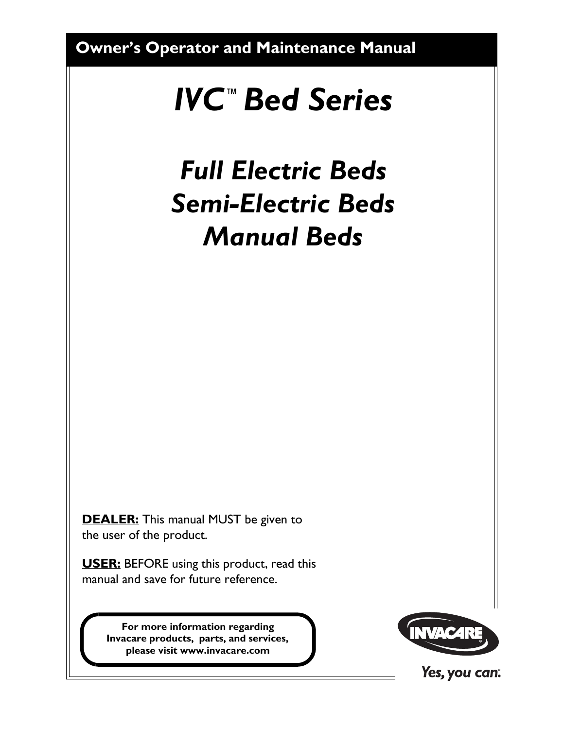**Owner's Operator and Maintenance Manual**

# *IVC™ Bed Series*

## *Full Electric Beds*
## *Semi-Electric Beds*
## *Manual Beds*

**DEALER:** This manual MUST be given to the user of the product.

**USER:** BEFORE using this product, read this manual and save for future reference.

**For more information regarding Invacare products, parts, and services, please visit www.invacare.com**

INVACARE®

*Yes, you can.®*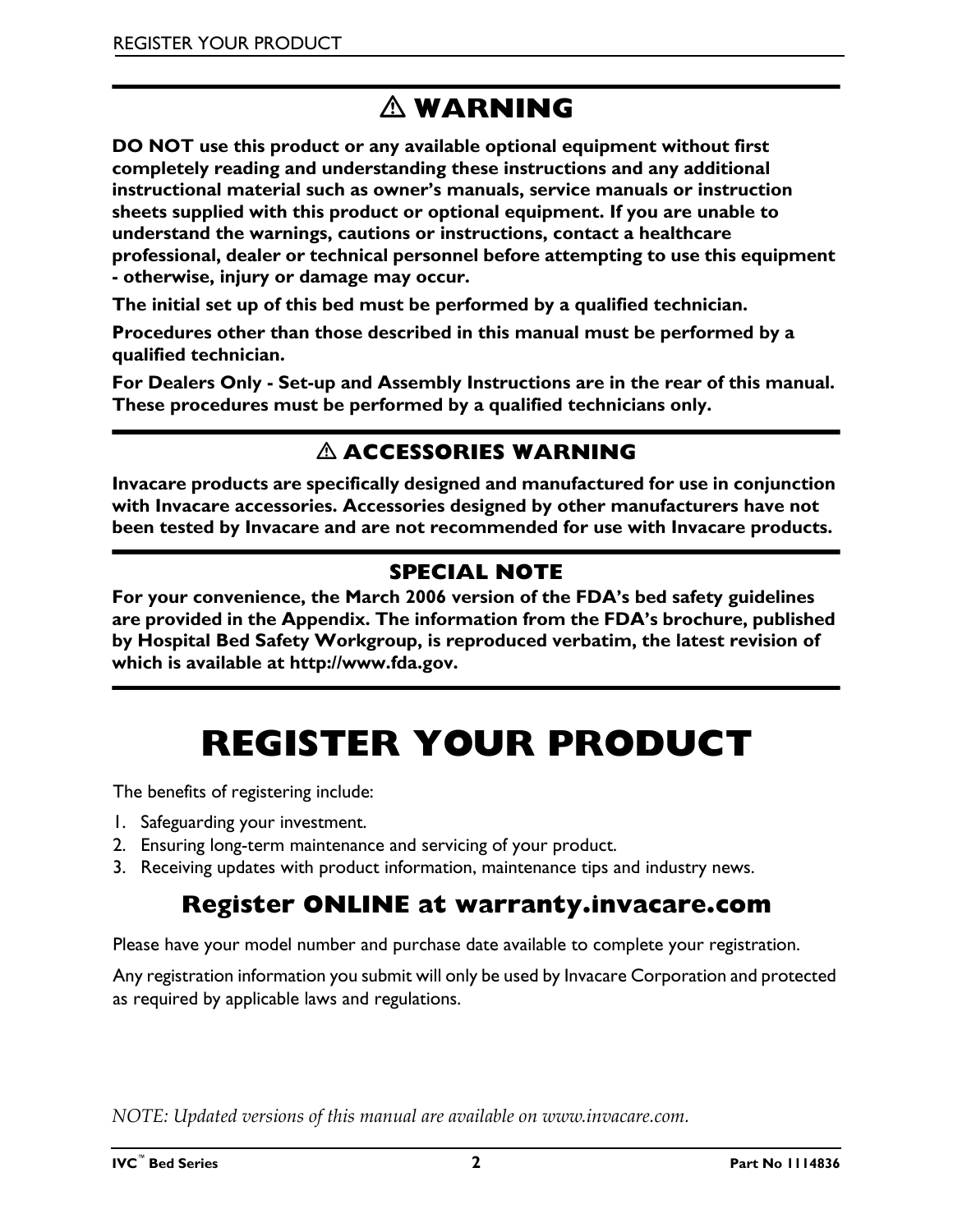## ⚠ WARNING

**DO NOT use this product or any available optional equipment without first completely reading and understanding these instructions and any additional instructional material such as owner's manuals, service manuals or instruction sheets supplied with this product or optional equipment. If you are unable to understand the warnings, cautions or instructions, contact a healthcare professional, dealer or technical personnel before attempting to use this equipment - otherwise, injury or damage may occur.**

**The initial set up of this bed must be performed by a qualified technician.**

**Procedures other than those described in this manual must be performed by a qualified technician.**

**For Dealers Only - Set-up and Assembly Instructions are in the rear of this manual. These procedures must be performed by a qualified technicians only.**

## ⚠ ACCESSORIES WARNING

**Invacare products are specifically designed and manufactured for use in conjunction with Invacare accessories. Accessories designed by other manufacturers have not been tested by Invacare and are not recommended for use with Invacare products.**

## SPECIAL NOTE

**For your convenience, the March 2006 version of the FDA's bed safety guidelines are provided in the Appendix. The information from the FDA's brochure, published by Hospital Bed Safety Workgroup, is reproduced verbatim, the latest revision of which is available at http://www.fda.gov.**

# REGISTER YOUR PRODUCT

The benefits of registering include:

1. Safeguarding your investment.
2. Ensuring long-term maintenance and servicing of your product.
3. Receiving updates with product information, maintenance tips and industry news.

## Register ONLINE at warranty.invacare.com

Please have your model number and purchase date available to complete your registration.

Any registration information you submit will only be used by Invacare Corporation and protected as required by applicable laws and regulations.

*NOTE: Updated versions of this manual are available on www.invacare.com.*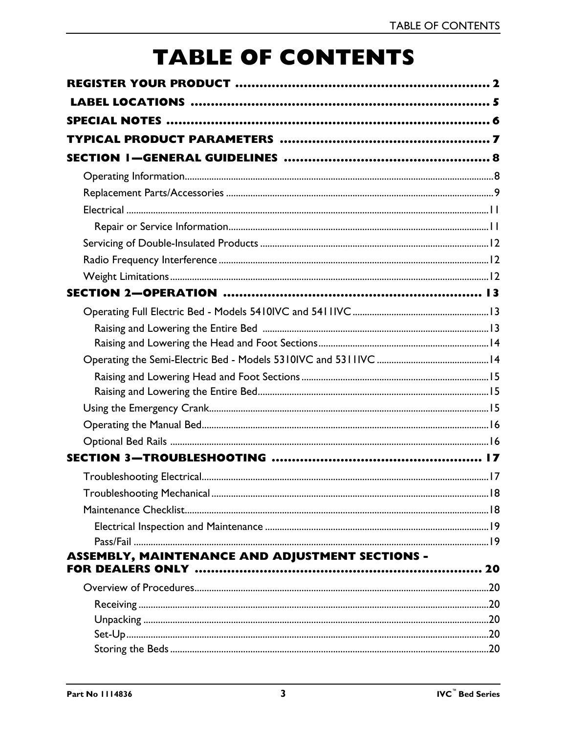# TABLE OF CONTENTS

**REGISTER YOUR PRODUCT .................................................................. 2**

**LABEL LOCATIONS ............................................................................ 5**

**SPECIAL NOTES ................................................................................ 6**

**TYPICAL PRODUCT PARAMETERS ..................................................... 7**

**SECTION 1—GENERAL GUIDELINES .................................................... 8**

- Operating Information............................................................................8
- Replacement Parts/Accessories ..............................................................9
- Electrical ............................................................................................11
  - Repair or Service Information..........................................................11
- Servicing of Double-Insulated Products ...................................................12
- Radio Frequency Interference ...............................................................12
- Weight Limitations...............................................................................12

**SECTION 2—OPERATION ................................................................. 13**

- Operating Full Electric Bed - Models 5410IVC and 5411IVC .........................13
  - Raising and Lowering the Entire Bed ................................................13
  - Raising and Lowering the Head and Foot Sections................................14
- Operating the Semi-Electric Bed - Models 5310IVC and 5311IVC ..................14
  - Raising and Lowering Head and Foot Sections ....................................15
  - Raising and Lowering the Entire Bed.................................................15
- Using the Emergency Crank...................................................................15
- Operating the Manual Bed.....................................................................16
- Optional Bed Rails ...............................................................................16

**SECTION 3—TROUBLESHOOTING ..................................................... 17**

- Troubleshooting Electrical.....................................................................17
- Troubleshooting Mechanical ..................................................................18
- Maintenance Checklist..........................................................................18
  - Electrical Inspection and Maintenance ..............................................19
  - Pass/Fail .......................................................................................19

**ASSEMBLY, MAINTENANCE AND ADJUSTMENT SECTIONS - FOR DEALERS ONLY ......................................................................... 20**

- Overview of Procedures........................................................................20
  - Receiving .......................................................................................20
  - Unpacking .....................................................................................20
  - Set-Up...........................................................................................20
  - Storing the Beds .............................................................................20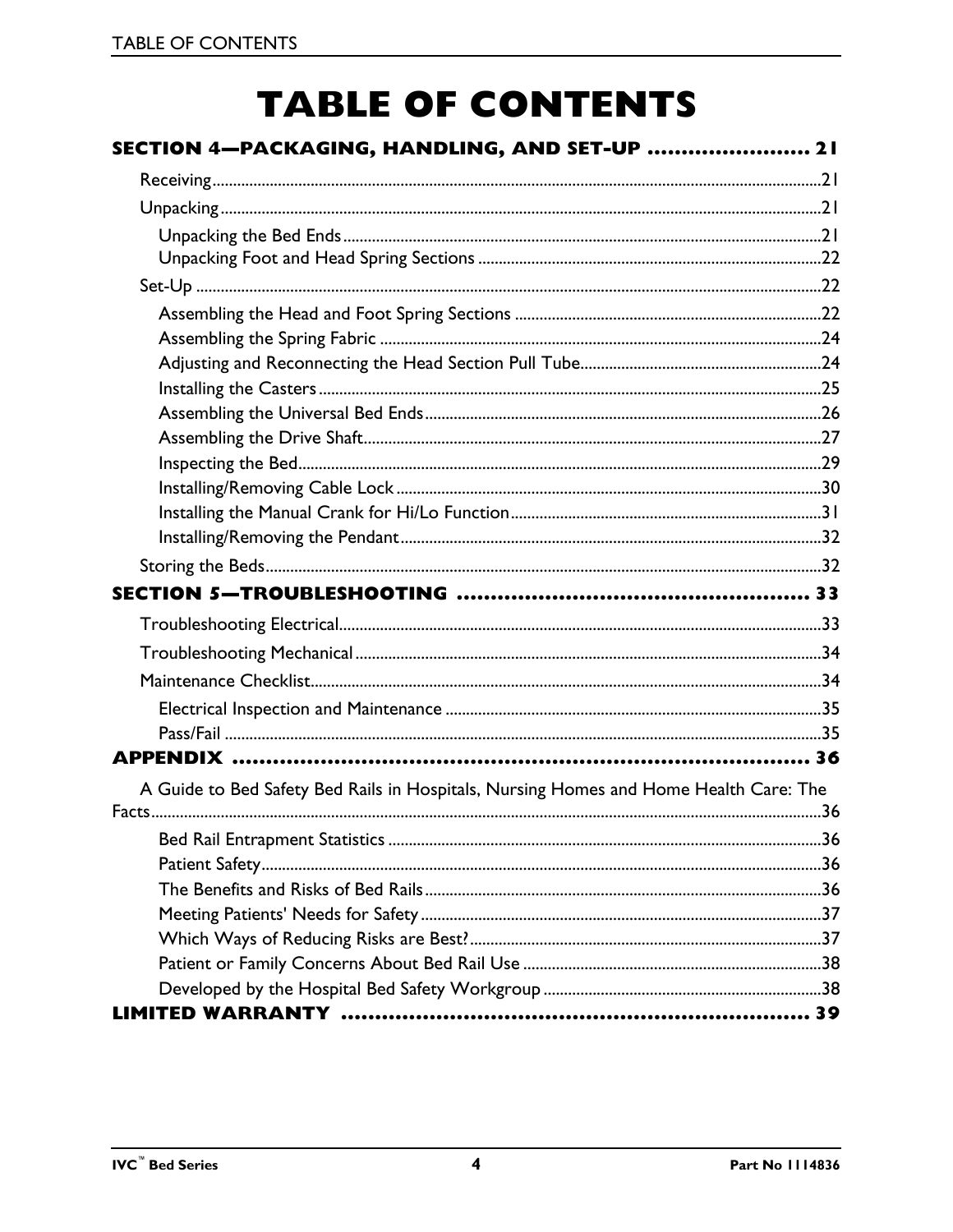# TABLE OF CONTENTS

**SECTION 4—PACKAGING, HANDLING, AND SET-UP ........................ 21**

Receiving.....................................................................................................21

Unpacking....................................................................................................21

- Unpacking the Bed Ends.......................................................................21
- Unpacking Foot and Head Spring Sections .............................................22

Set-Up ........................................................................................................22

- Assembling the Head and Foot Spring Sections ......................................22
- Assembling the Spring Fabric ...............................................................24
- Adjusting and Reconnecting the Head Section Pull Tube.........................24
- Installing the Casters ...........................................................................25
- Assembling the Universal Bed Ends.......................................................26
- Assembling the Drive Shaft...................................................................27
- Inspecting the Bed................................................................................29
- Installing/Removing Cable Lock .............................................................30
- Installing the Manual Crank for Hi/Lo Function.......................................31
- Installing/Removing the Pendant............................................................32

Storing the Beds...........................................................................................32

**SECTION 5—TROUBLESHOOTING ..................................................... 33**

Troubleshooting Electrical.............................................................................33

Troubleshooting Mechanical..........................................................................34

Maintenance Checklist...................................................................................34

- Electrical Inspection and Maintenance ...................................................35
- Pass/Fail ...............................................................................................35

**APPENDIX ......................................................................................... 36**

A Guide to Bed Safety Bed Rails in Hospitals, Nursing Homes and Home Health Care: The Facts.............................................................................................................36

- Bed Rail Entrapment Statistics ..............................................................36
- Patient Safety.......................................................................................36
- The Benefits and Risks of Bed Rails.......................................................36
- Meeting Patients' Needs for Safety ........................................................37
- Which Ways of Reducing Risks are Best?................................................37
- Patient or Family Concerns About Bed Rail Use .....................................38
- Developed by the Hospital Bed Safety Workgroup ..................................38

**LIMITED WARRANTY ...................................................................... 39**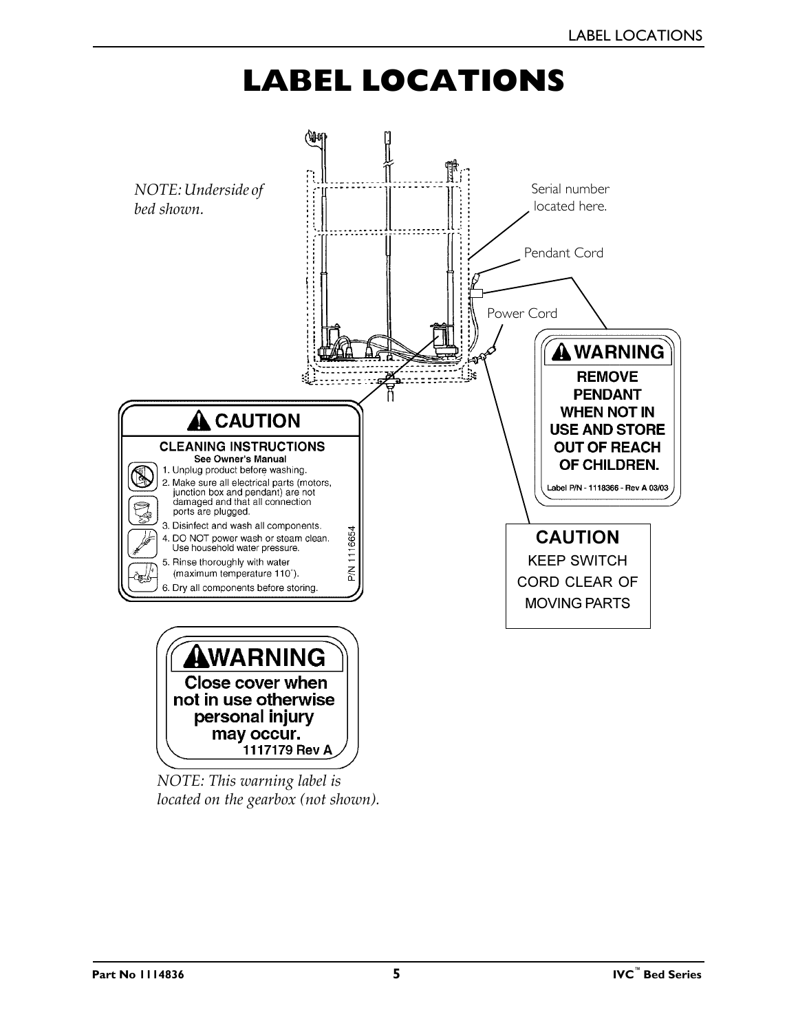// LABEL LOCATIONS

*NOTE: Underside of bed shown.*

Serial number located here.

Pendant Cord

Power Cord

**⚠ WARNING**

**REMOVE PENDANT WHEN NOT IN USE AND STORE OUT OF REACH OF CHILDREN.**

Label P/N - 1118366 - Rev A 03/03

**⚠ CAUTION**

**CLEANING INSTRUCTIONS**

**See Owner's Manual**

1. Unplug product before washing.
2. Make sure all electrical parts (motors, junction box and pendant) are not damaged and that all connection ports are plugged.
3. Disinfect and wash all components.
4. DO NOT power wash or steam clean. Use household water pressure.
5. Rinse thoroughly with water (maximum temperature 110˚).
6. Dry all components before storing.

P/N 1116654

**CAUTION**

KEEP SWITCH CORD CLEAR OF MOVING PARTS

**⚠WARNING**

**Close cover when not in use otherwise personal injury may occur.**

**1117179 Rev A**

*NOTE: This warning label is located on the gearbox (not shown).*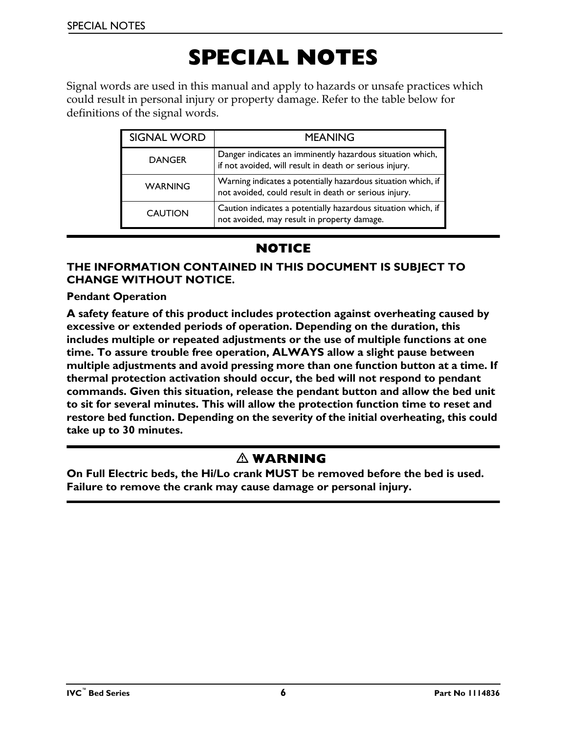# SPECIAL NOTES

Signal words are used in this manual and apply to hazards or unsafe practices which could result in personal injury or property damage. Refer to the table below for definitions of the signal words.

| SIGNAL WORD | MEANING |
|---|---|
| DANGER | Danger indicates an imminently hazardous situation which, if not avoided, will result in death or serious injury. |
| WARNING | Warning indicates a potentially hazardous situation which, if not avoided, could result in death or serious injury. |
| CAUTION | Caution indicates a potentially hazardous situation which, if not avoided, may result in property damage. |

## NOTICE

**THE INFORMATION CONTAINED IN THIS DOCUMENT IS SUBJECT TO CHANGE WITHOUT NOTICE.**

**Pendant Operation**

**A safety feature of this product includes protection against overheating caused by excessive or extended periods of operation. Depending on the duration, this includes multiple or repeated adjustments or the use of multiple functions at one time. To assure trouble free operation, ALWAYS allow a slight pause between multiple adjustments and avoid pressing more than one function button at a time. If thermal protection activation should occur, the bed will not respond to pendant commands. Given this situation, release the pendant button and allow the bed unit to sit for several minutes. This will allow the protection function time to reset and restore bed function. Depending on the severity of the initial overheating, this could take up to 30 minutes.**

## ⚠ WARNING

**On Full Electric beds, the Hi/Lo crank MUST be removed before the bed is used. Failure to remove the crank may cause damage or personal injury.**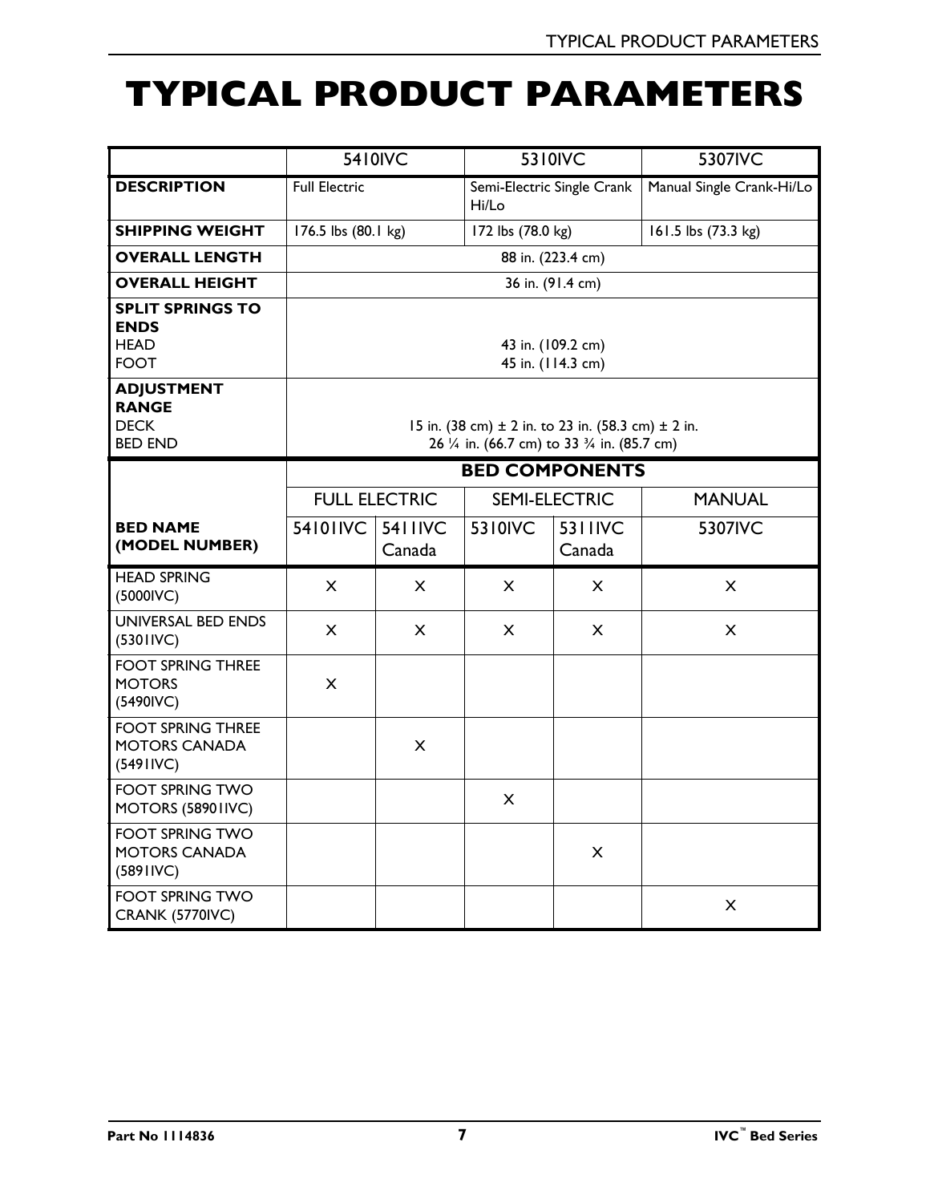# TYPICAL PRODUCT PARAMETERS

| | 5410IVC | | 5310IVC | | 5307IVC |
|---|---|---|---|---|---|
| **DESCRIPTION** | Full Electric | | Semi-Electric Single Crank Hi/Lo | | Manual Single Crank-Hi/Lo |
| **SHIPPING WEIGHT** | 176.5 lbs (80.1 kg) | | 172 lbs (78.0 kg) | | 161.5 lbs (73.3 kg) |
| **OVERALL LENGTH** | 88 in. (223.4 cm) | | | | |
| **OVERALL HEIGHT** | 36 in. (91.4 cm) | | | | |
| **SPLIT SPRINGS TO ENDS** HEAD FOOT | 43 in. (109.2 cm) 45 in. (114.3 cm) | | | | |
| **ADJUSTMENT RANGE** DECK BED END | 15 in. (38 cm) ± 2 in. to 23 in. (58.3 cm) ± 2 in. 26 ¼ in. (66.7 cm) to 33 ¾ in. (85.7 cm) | | | | |
| | **BED COMPONENTS** | | | | |
| | FULL ELECTRIC | | SEMI-ELECTRIC | | MANUAL |
| **BED NAME (MODEL NUMBER)** | 54101IVC | 5411IVC Canada | 5310IVC | 5311IVC Canada | 5307IVC |
| HEAD SPRING (5000IVC) | X | X | X | X | X |
| UNIVERSAL BED ENDS (5301IVC) | X | X | X | X | X |
| FOOT SPRING THREE MOTORS (5490IVC) | X | | | | |
| FOOT SPRING THREE MOTORS CANADA (5491IVC) | | X | | | |
| FOOT SPRING TWO MOTORS (58901IVC) | | | X | | |
| FOOT SPRING TWO MOTORS CANADA (5891IVC) | | | | X | |
| FOOT SPRING TWO CRANK (5770IVC) | | | | | X |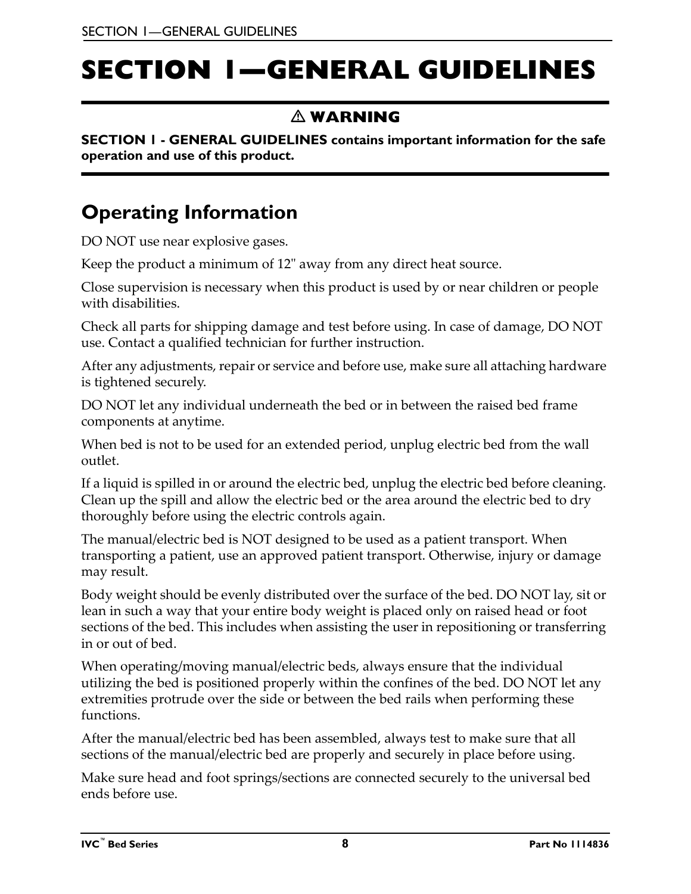# SECTION 1—GENERAL GUIDELINES

**⚠ WARNING**

**SECTION 1 - GENERAL GUIDELINES contains important information for the safe operation and use of this product.**

## Operating Information

DO NOT use near explosive gases.

Keep the product a minimum of 12" away from any direct heat source.

Close supervision is necessary when this product is used by or near children or people with disabilities.

Check all parts for shipping damage and test before using. In case of damage, DO NOT use. Contact a qualified technician for further instruction.

After any adjustments, repair or service and before use, make sure all attaching hardware is tightened securely.

DO NOT let any individual underneath the bed or in between the raised bed frame components at anytime.

When bed is not to be used for an extended period, unplug electric bed from the wall outlet.

If a liquid is spilled in or around the electric bed, unplug the electric bed before cleaning. Clean up the spill and allow the electric bed or the area around the electric bed to dry thoroughly before using the electric controls again.

The manual/electric bed is NOT designed to be used as a patient transport. When transporting a patient, use an approved patient transport. Otherwise, injury or damage may result.

Body weight should be evenly distributed over the surface of the bed. DO NOT lay, sit or lean in such a way that your entire body weight is placed only on raised head or foot sections of the bed. This includes when assisting the user in repositioning or transferring in or out of bed.

When operating/moving manual/electric beds, always ensure that the individual utilizing the bed is positioned properly within the confines of the bed. DO NOT let any extremities protrude over the side or between the bed rails when performing these functions.

After the manual/electric bed has been assembled, always test to make sure that all sections of the manual/electric bed are properly and securely in place before using.

Make sure head and foot springs/sections are connected securely to the universal bed ends before use.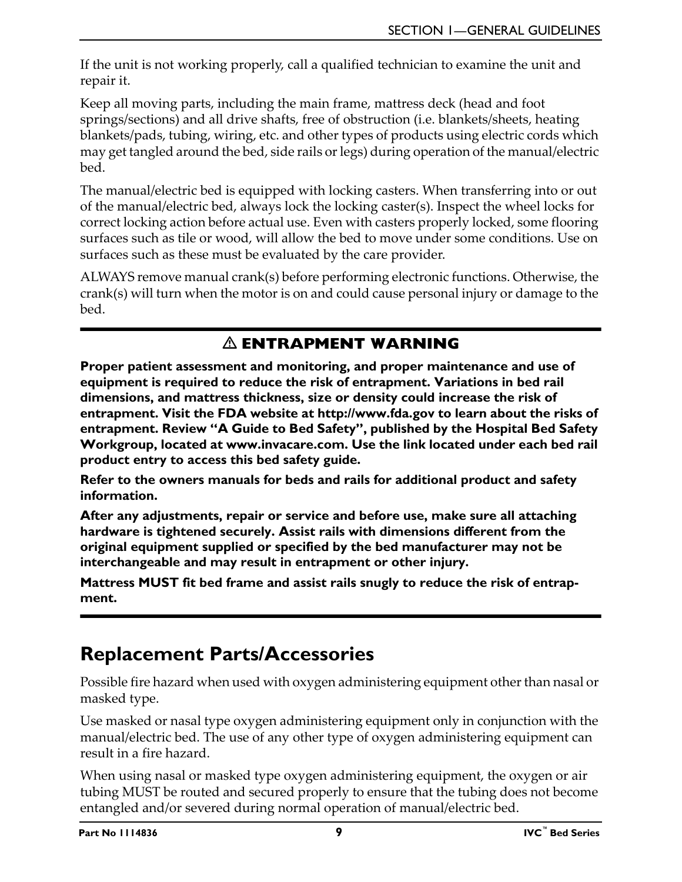If the unit is not working properly, call a qualified technician to examine the unit and repair it.

Keep all moving parts, including the main frame, mattress deck (head and foot springs/sections) and all drive shafts, free of obstruction (i.e. blankets/sheets, heating blankets/pads, tubing, wiring, etc. and other types of products using electric cords which may get tangled around the bed, side rails or legs) during operation of the manual/electric bed.

The manual/electric bed is equipped with locking casters. When transferring into or out of the manual/electric bed, always lock the locking caster(s). Inspect the wheel locks for correct locking action before actual use. Even with casters properly locked, some flooring surfaces such as tile or wood, will allow the bed to move under some conditions. Use on surfaces such as these must be evaluated by the care provider.

ALWAYS remove manual crank(s) before performing electronic functions. Otherwise, the crank(s) will turn when the motor is on and could cause personal injury or damage to the bed.

---

**⚠ ENTRAPMENT WARNING**

**Proper patient assessment and monitoring, and proper maintenance and use of equipment is required to reduce the risk of entrapment. Variations in bed rail dimensions, and mattress thickness, size or density could increase the risk of entrapment. Visit the FDA website at http://www.fda.gov to learn about the risks of entrapment. Review "A Guide to Bed Safety", published by the Hospital Bed Safety Workgroup, located at www.invacare.com. Use the link located under each bed rail product entry to access this bed safety guide.**

**Refer to the owners manuals for beds and rails for additional product and safety information.**

**After any adjustments, repair or service and before use, make sure all attaching hardware is tightened securely. Assist rails with dimensions different from the original equipment supplied or specified by the bed manufacturer may not be interchangeable and may result in entrapment or other injury.**

**Mattress MUST fit bed frame and assist rails snugly to reduce the risk of entrapment.**

---

## Replacement Parts/Accessories

Possible fire hazard when used with oxygen administering equipment other than nasal or masked type.

Use masked or nasal type oxygen administering equipment only in conjunction with the manual/electric bed. The use of any other type of oxygen administering equipment can result in a fire hazard.

When using nasal or masked type oxygen administering equipment, the oxygen or air tubing MUST be routed and secured properly to ensure that the tubing does not become entangled and/or severed during normal operation of manual/electric bed.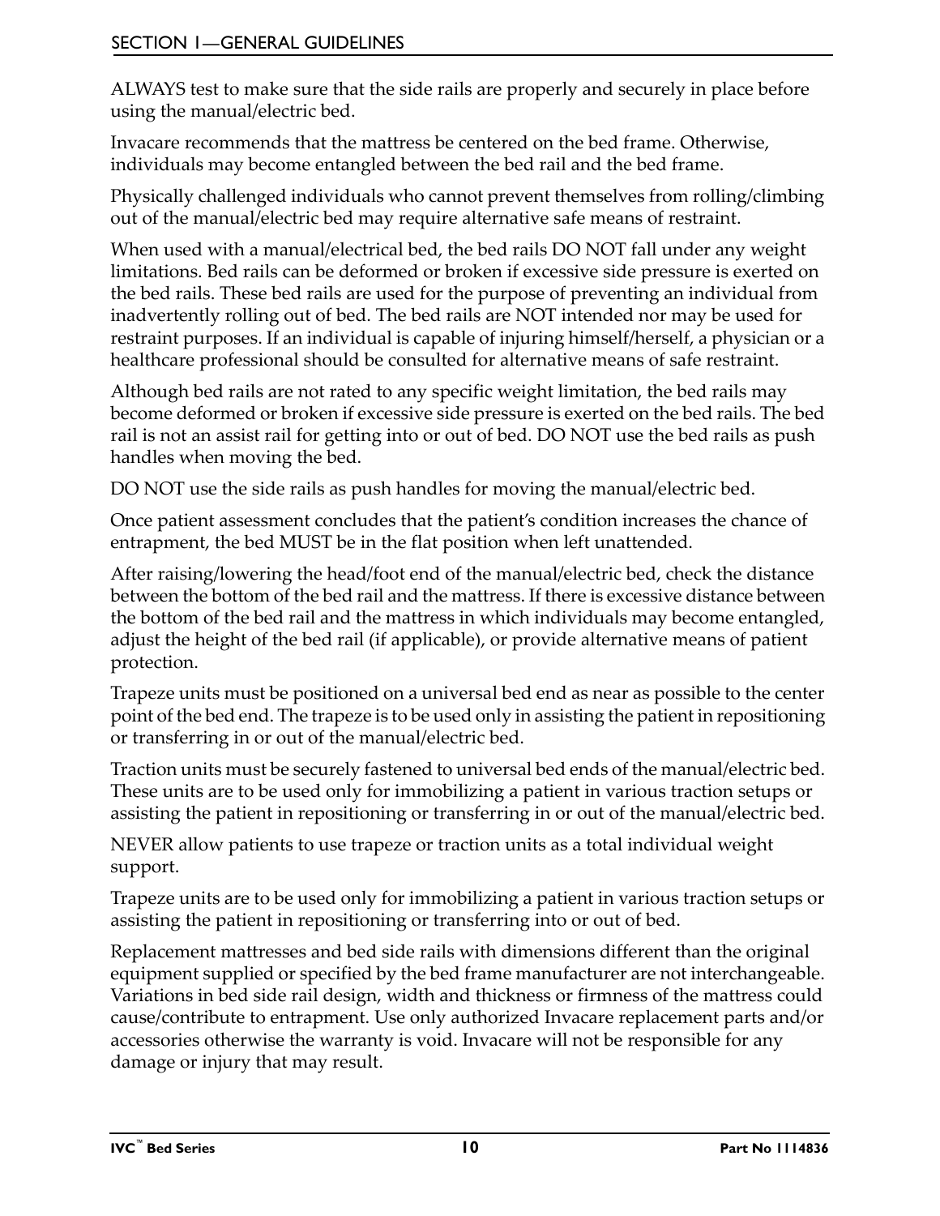ALWAYS test to make sure that the side rails are properly and securely in place before using the manual/electric bed.

Invacare recommends that the mattress be centered on the bed frame. Otherwise, individuals may become entangled between the bed rail and the bed frame.

Physically challenged individuals who cannot prevent themselves from rolling/climbing out of the manual/electric bed may require alternative safe means of restraint.

When used with a manual/electrical bed, the bed rails DO NOT fall under any weight limitations. Bed rails can be deformed or broken if excessive side pressure is exerted on the bed rails. These bed rails are used for the purpose of preventing an individual from inadvertently rolling out of bed. The bed rails are NOT intended nor may be used for restraint purposes. If an individual is capable of injuring himself/herself, a physician or a healthcare professional should be consulted for alternative means of safe restraint.

Although bed rails are not rated to any specific weight limitation, the bed rails may become deformed or broken if excessive side pressure is exerted on the bed rails. The bed rail is not an assist rail for getting into or out of bed. DO NOT use the bed rails as push handles when moving the bed.

DO NOT use the side rails as push handles for moving the manual/electric bed.

Once patient assessment concludes that the patient's condition increases the chance of entrapment, the bed MUST be in the flat position when left unattended.

After raising/lowering the head/foot end of the manual/electric bed, check the distance between the bottom of the bed rail and the mattress. If there is excessive distance between the bottom of the bed rail and the mattress in which individuals may become entangled, adjust the height of the bed rail (if applicable), or provide alternative means of patient protection.

Trapeze units must be positioned on a universal bed end as near as possible to the center point of the bed end. The trapeze is to be used only in assisting the patient in repositioning or transferring in or out of the manual/electric bed.

Traction units must be securely fastened to universal bed ends of the manual/electric bed. These units are to be used only for immobilizing a patient in various traction setups or assisting the patient in repositioning or transferring in or out of the manual/electric bed.

NEVER allow patients to use trapeze or traction units as a total individual weight support.

Trapeze units are to be used only for immobilizing a patient in various traction setups or assisting the patient in repositioning or transferring into or out of bed.

Replacement mattresses and bed side rails with dimensions different than the original equipment supplied or specified by the bed frame manufacturer are not interchangeable. Variations in bed side rail design, width and thickness or firmness of the mattress could cause/contribute to entrapment. Use only authorized Invacare replacement parts and/or accessories otherwise the warranty is void. Invacare will not be responsible for any damage or injury that may result.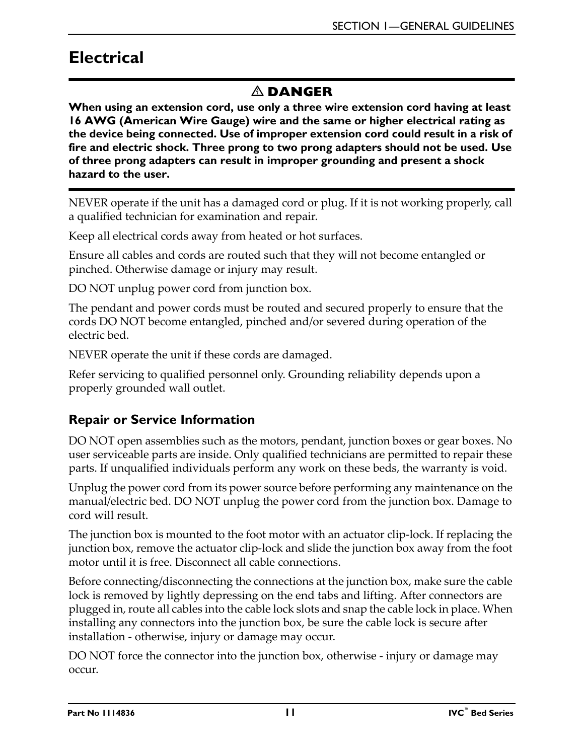# Electrical

**⚠ DANGER**

**When using an extension cord, use only a three wire extension cord having at least 16 AWG (American Wire Gauge) wire and the same or higher electrical rating as the device being connected. Use of improper extension cord could result in a risk of fire and electric shock. Three prong to two prong adapters should not be used. Use of three prong adapters can result in improper grounding and present a shock hazard to the user.**

NEVER operate if the unit has a damaged cord or plug. If it is not working properly, call a qualified technician for examination and repair.

Keep all electrical cords away from heated or hot surfaces.

Ensure all cables and cords are routed such that they will not become entangled or pinched. Otherwise damage or injury may result.

DO NOT unplug power cord from junction box.

The pendant and power cords must be routed and secured properly to ensure that the cords DO NOT become entangled, pinched and/or severed during operation of the electric bed.

NEVER operate the unit if these cords are damaged.

Refer servicing to qualified personnel only. Grounding reliability depends upon a properly grounded wall outlet.

## Repair or Service Information

DO NOT open assemblies such as the motors, pendant, junction boxes or gear boxes. No user serviceable parts are inside. Only qualified technicians are permitted to repair these parts. If unqualified individuals perform any work on these beds, the warranty is void.

Unplug the power cord from its power source before performing any maintenance on the manual/electric bed. DO NOT unplug the power cord from the junction box. Damage to cord will result.

The junction box is mounted to the foot motor with an actuator clip-lock. If replacing the junction box, remove the actuator clip-lock and slide the junction box away from the foot motor until it is free. Disconnect all cable connections.

Before connecting/disconnecting the connections at the junction box, make sure the cable lock is removed by lightly depressing on the end tabs and lifting. After connectors are plugged in, route all cables into the cable lock slots and snap the cable lock in place. When installing any connectors into the junction box, be sure the cable lock is secure after installation - otherwise, injury or damage may occur.

DO NOT force the connector into the junction box, otherwise - injury or damage may occur.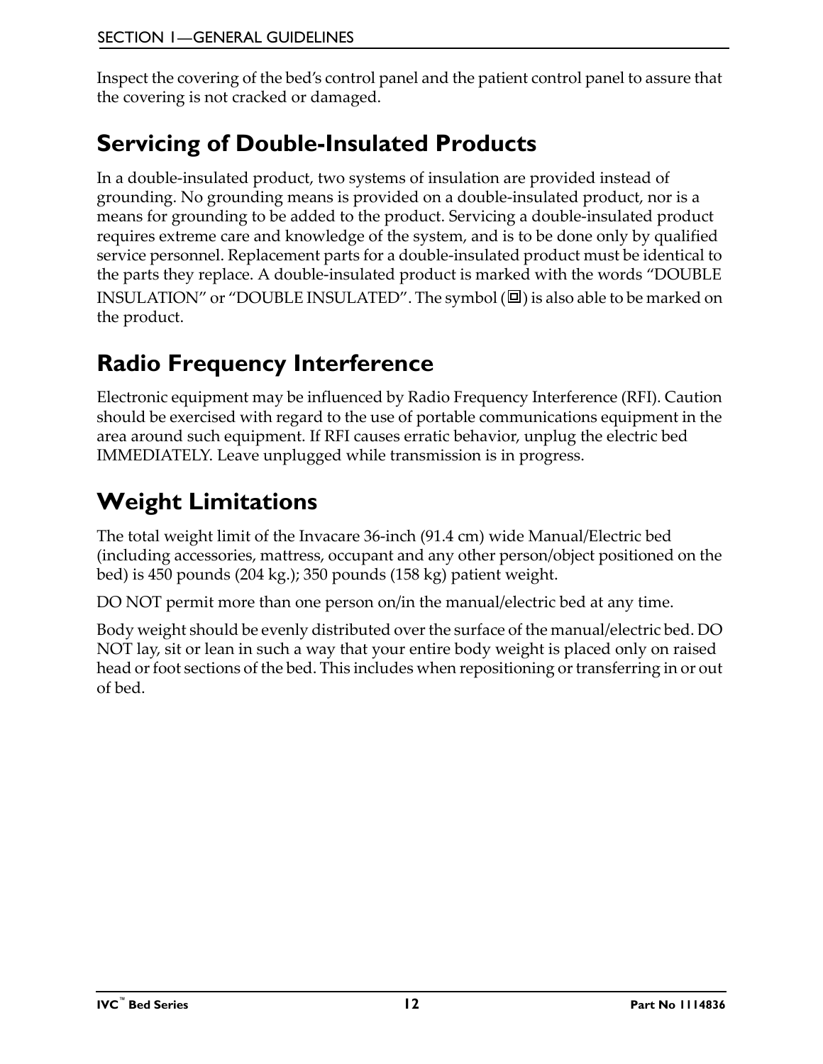Inspect the covering of the bed's control panel and the patient control panel to assure that the covering is not cracked or damaged.

## Servicing of Double-Insulated Products

In a double-insulated product, two systems of insulation are provided instead of grounding. No grounding means is provided on a double-insulated product, nor is a means for grounding to be added to the product. Servicing a double-insulated product requires extreme care and knowledge of the system, and is to be done only by qualified service personnel. Replacement parts for a double-insulated product must be identical to the parts they replace. A double-insulated product is marked with the words "DOUBLE INSULATION" or "DOUBLE INSULATED". The symbol (⧈) is also able to be marked on the product.

## Radio Frequency Interference

Electronic equipment may be influenced by Radio Frequency Interference (RFI). Caution should be exercised with regard to the use of portable communications equipment in the area around such equipment. If RFI causes erratic behavior, unplug the electric bed IMMEDIATELY. Leave unplugged while transmission is in progress.

## Weight Limitations

The total weight limit of the Invacare 36-inch (91.4 cm) wide Manual/Electric bed (including accessories, mattress, occupant and any other person/object positioned on the bed) is 450 pounds (204 kg.); 350 pounds (158 kg) patient weight.

DO NOT permit more than one person on/in the manual/electric bed at any time.

Body weight should be evenly distributed over the surface of the manual/electric bed. DO NOT lay, sit or lean in such a way that your entire body weight is placed only on raised head or foot sections of the bed. This includes when repositioning or transferring in or out of bed.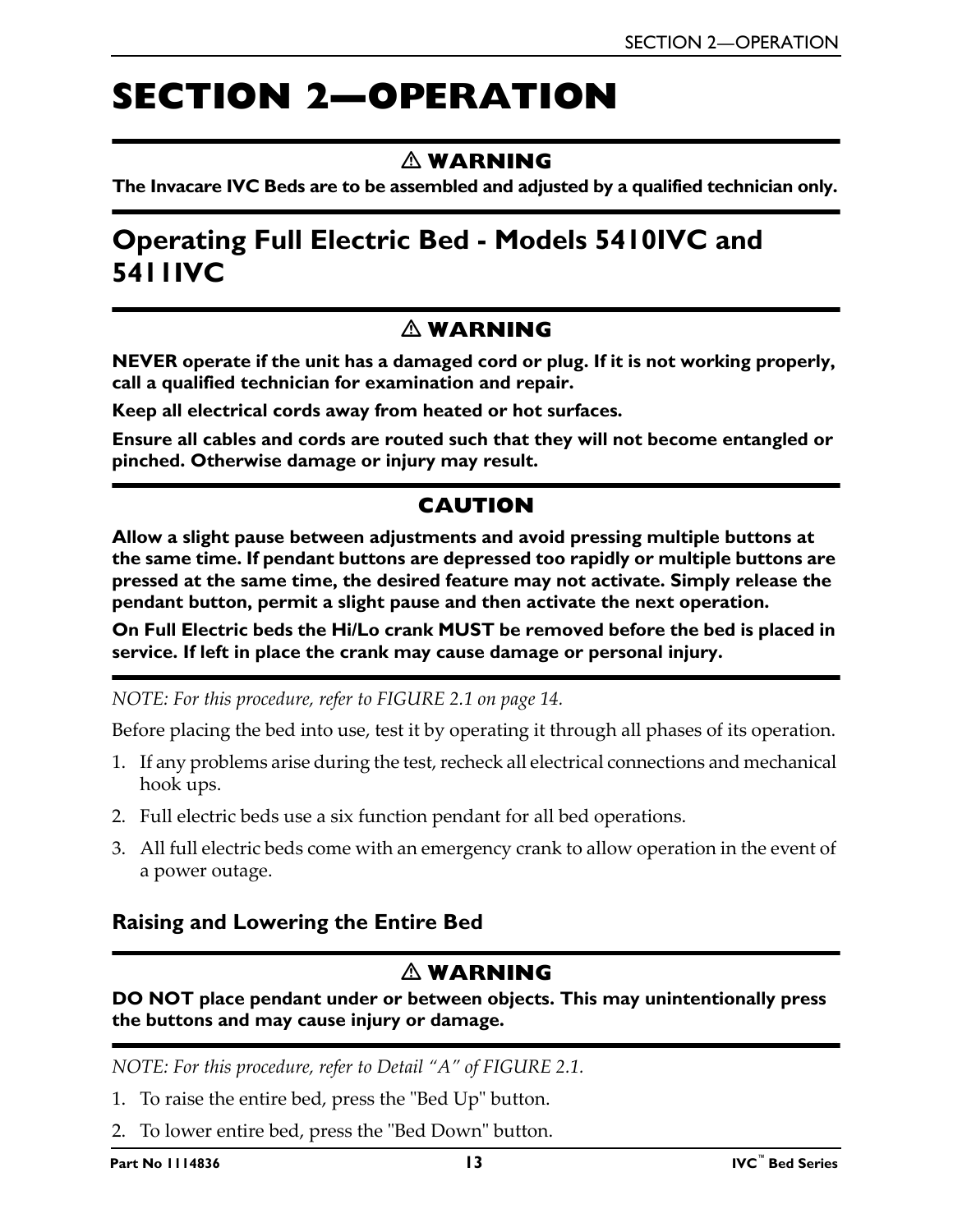# SECTION 2—OPERATION

**⚠ WARNING**

**The Invacare IVC Beds are to be assembled and adjusted by a qualified technician only.**

## Operating Full Electric Bed - Models 5410IVC and 5411IVC

**⚠ WARNING**

**NEVER operate if the unit has a damaged cord or plug. If it is not working properly, call a qualified technician for examination and repair.**

**Keep all electrical cords away from heated or hot surfaces.**

**Ensure all cables and cords are routed such that they will not become entangled or pinched. Otherwise damage or injury may result.**

**CAUTION**

**Allow a slight pause between adjustments and avoid pressing multiple buttons at the same time. If pendant buttons are depressed too rapidly or multiple buttons are pressed at the same time, the desired feature may not activate. Simply release the pendant button, permit a slight pause and then activate the next operation.**

**On Full Electric beds the Hi/Lo crank MUST be removed before the bed is placed in service. If left in place the crank may cause damage or personal injury.**

*NOTE: For this procedure, refer to FIGURE 2.1 on page 14.*

Before placing the bed into use, test it by operating it through all phases of its operation.

1. If any problems arise during the test, recheck all electrical connections and mechanical hook ups.
2. Full electric beds use a six function pendant for all bed operations.
3. All full electric beds come with an emergency crank to allow operation in the event of a power outage.

### Raising and Lowering the Entire Bed

**⚠ WARNING**

**DO NOT place pendant under or between objects. This may unintentionally press the buttons and may cause injury or damage.**

*NOTE: For this procedure, refer to Detail "A" of FIGURE 2.1.*

1. To raise the entire bed, press the "Bed Up" button.
2. To lower entire bed, press the "Bed Down" button.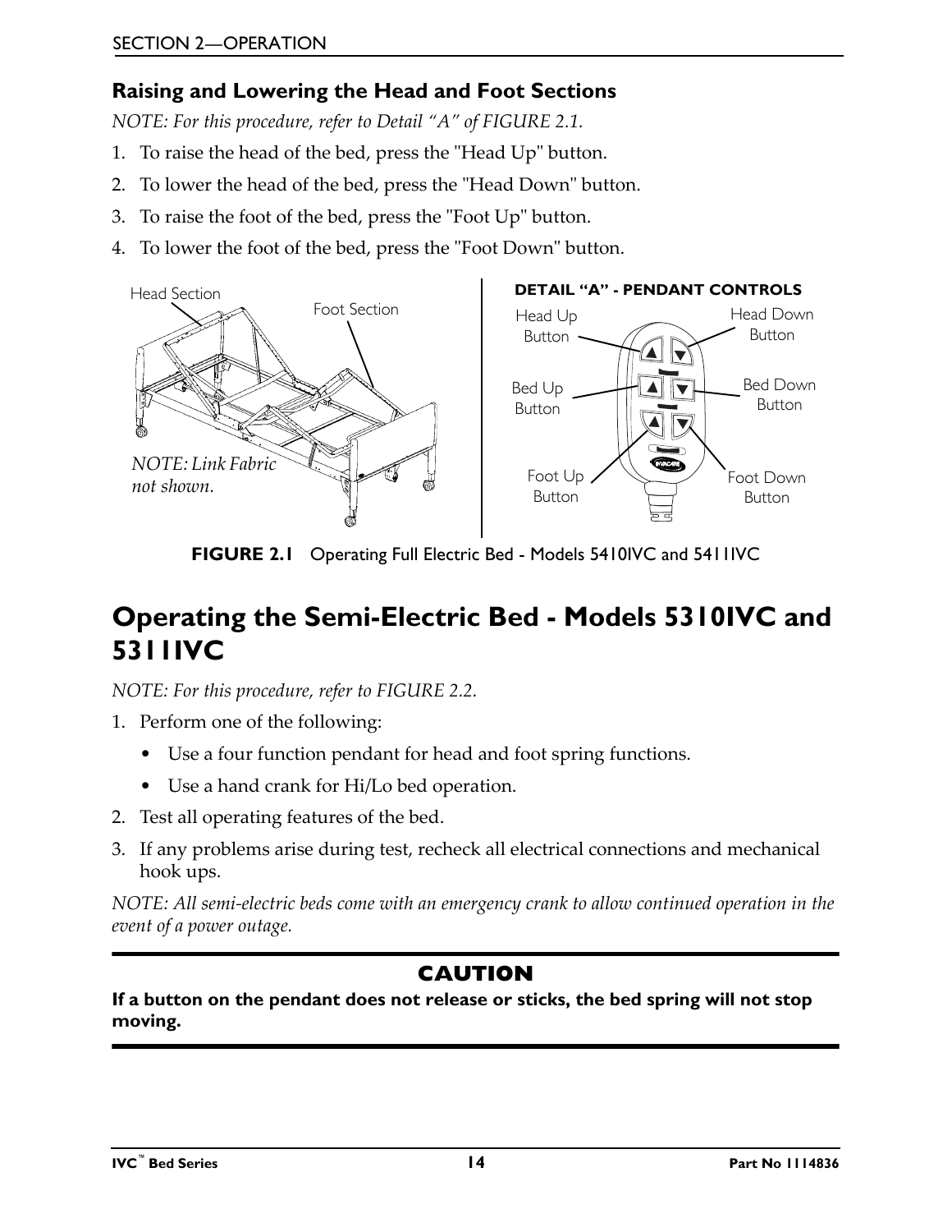### Raising and Lowering the Head and Foot Sections

*NOTE: For this procedure, refer to Detail "A" of FIGURE 2.1.*

1. To raise the head of the bed, press the "Head Up" button.
2. To lower the head of the bed, press the "Head Down" button.
3. To raise the foot of the bed, press the "Foot Up" button.
4. To lower the foot of the bed, press the "Foot Down" button.

**FIGURE 2.1** Operating Full Electric Bed - Models 5410IVC and 5411IVC

## Operating the Semi-Electric Bed - Models 5310IVC and 5311IVC

*NOTE: For this procedure, refer to FIGURE 2.2.*

1. Perform one of the following:
   - Use a four function pendant for head and foot spring functions.
   - Use a hand crank for Hi/Lo bed operation.
2. Test all operating features of the bed.
3. If any problems arise during test, recheck all electrical connections and mechanical hook ups.

*NOTE: All semi-electric beds come with an emergency crank to allow continued operation in the event of a power outage.*

**CAUTION**

**If a button on the pendant does not release or sticks, the bed spring will not stop moving.**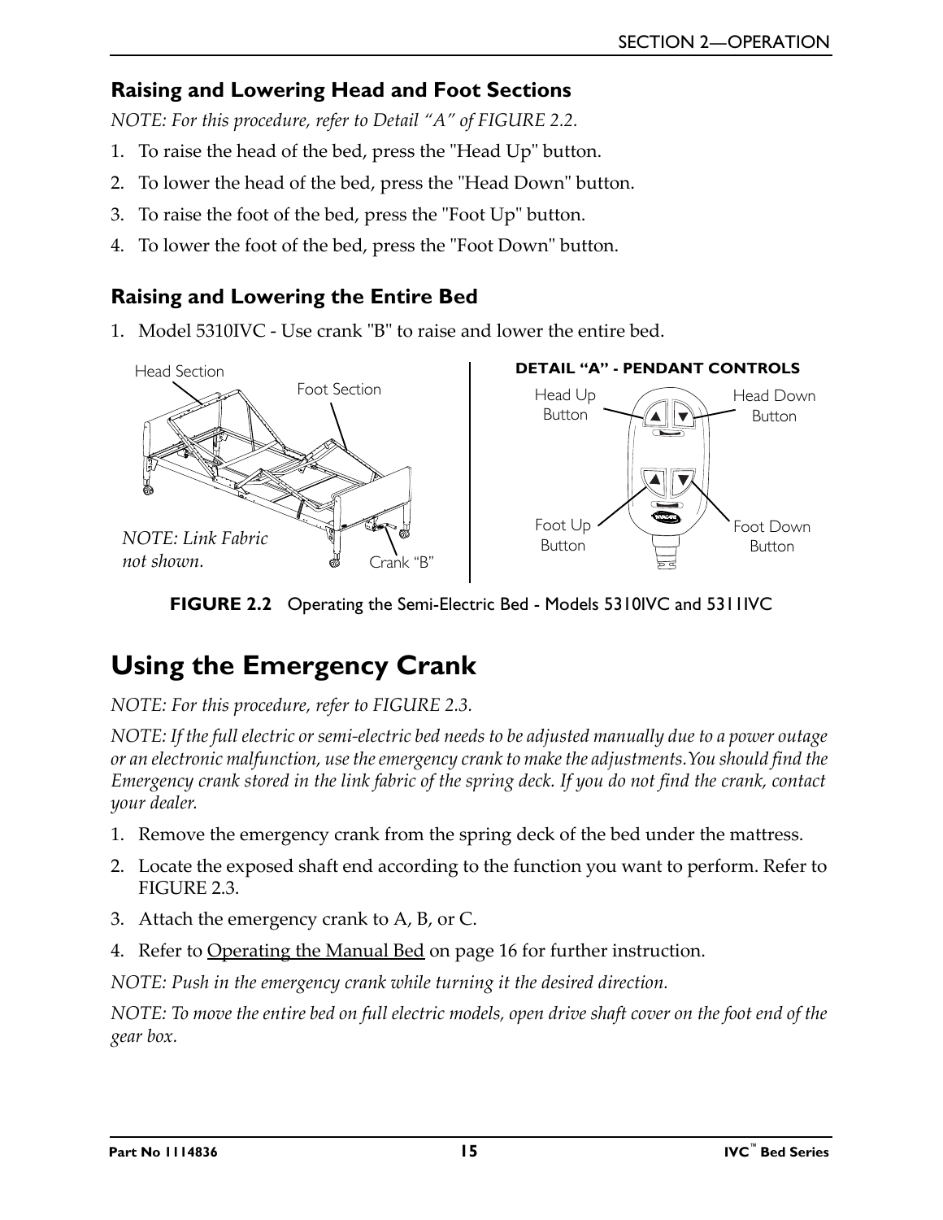### Raising and Lowering Head and Foot Sections

*NOTE: For this procedure, refer to Detail "A" of FIGURE 2.2.*

1. To raise the head of the bed, press the "Head Up" button.
2. To lower the head of the bed, press the "Head Down" button.
3. To raise the foot of the bed, press the "Foot Up" button.
4. To lower the foot of the bed, press the "Foot Down" button.

### Raising and Lowering the Entire Bed

1. Model 5310IVC - Use crank "B" to raise and lower the entire bed.

Head Section

Foot Section

*NOTE: Link Fabric not shown.*

Crank "B"

**DETAIL "A" - PENDANT CONTROLS**

Head Up Button

Head Down Button

Foot Up Button

Foot Down Button

**FIGURE 2.2** Operating the Semi-Electric Bed - Models 5310IVC and 5311IVC

# Using the Emergency Crank

*NOTE: For this procedure, refer to FIGURE 2.3.*

*NOTE: If the full electric or semi-electric bed needs to be adjusted manually due to a power outage or an electronic malfunction, use the emergency crank to make the adjustments. You should find the Emergency crank stored in the link fabric of the spring deck. If you do not find the crank, contact your dealer.*

1. Remove the emergency crank from the spring deck of the bed under the mattress.
2. Locate the exposed shaft end according to the function you want to perform. Refer to FIGURE 2.3.
3. Attach the emergency crank to A, B, or C.
4. Refer to Operating the Manual Bed on page 16 for further instruction.

*NOTE: Push in the emergency crank while turning it the desired direction.*

*NOTE: To move the entire bed on full electric models, open drive shaft cover on the foot end of the gear box.*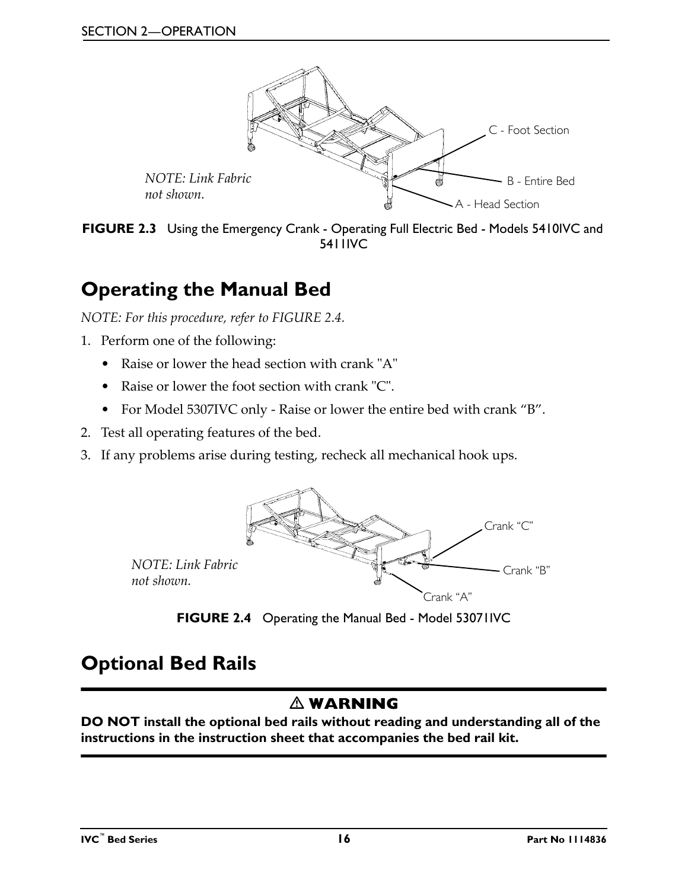NOTE: Link Fabric not shown.

C - Foot Section

B - Entire Bed

A - Head Section

**FIGURE 2.3** Using the Emergency Crank - Operating Full Electric Bed - Models 5410IVC and 5411IVC

## Operating the Manual Bed

*NOTE: For this procedure, refer to FIGURE 2.4.*

1. Perform one of the following:
   - Raise or lower the head section with crank "A"
   - Raise or lower the foot section with crank "C".
   - For Model 5307IVC only - Raise or lower the entire bed with crank “B”.
2. Test all operating features of the bed.
3. If any problems arise during testing, recheck all mechanical hook ups.

NOTE: Link Fabric not shown.

Crank “C”

Crank “B”

Crank “A”

**FIGURE 2.4** Operating the Manual Bed - Model 53071IVC

## Optional Bed Rails

**⚠ WARNING**

**DO NOT install the optional bed rails without reading and understanding all of the instructions in the instruction sheet that accompanies the bed rail kit.**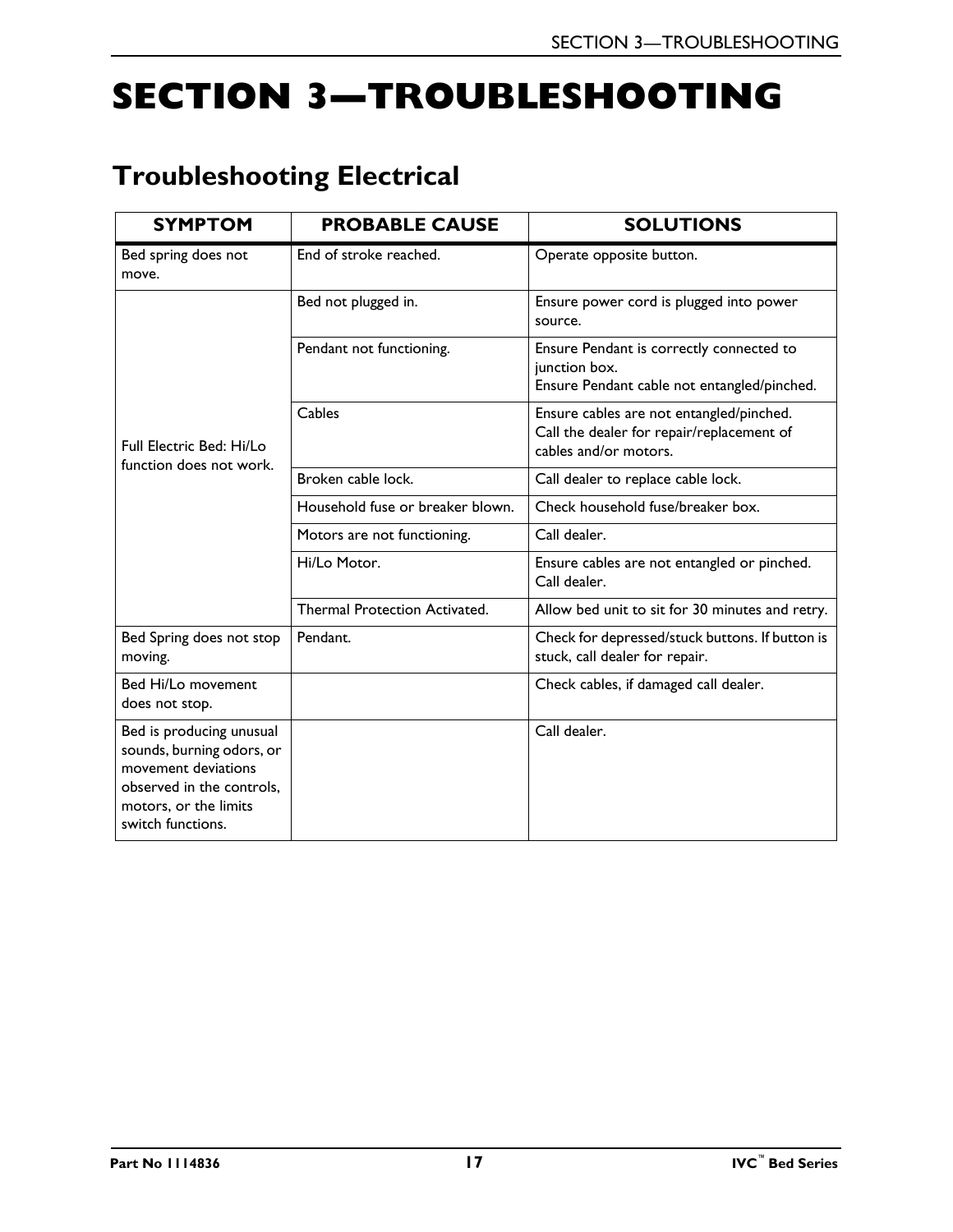# SECTION 3—TROUBLESHOOTING

## Troubleshooting Electrical

| SYMPTOM | PROBABLE CAUSE | SOLUTIONS |
|---|---|---|
| Bed spring does not move. | End of stroke reached. | Operate opposite button. |
| Full Electric Bed: Hi/Lo function does not work. | Bed not plugged in. | Ensure power cord is plugged into power source. |
| | Pendant not functioning. | Ensure Pendant is correctly connected to junction box.<br>Ensure Pendant cable not entangled/pinched. |
| | Cables | Ensure cables are not entangled/pinched.<br>Call the dealer for repair/replacement of cables and/or motors. |
| | Broken cable lock. | Call dealer to replace cable lock. |
| | Household fuse or breaker blown. | Check household fuse/breaker box. |
| | Motors are not functioning. | Call dealer. |
| | Hi/Lo Motor. | Ensure cables are not entangled or pinched. Call dealer. |
| | Thermal Protection Activated. | Allow bed unit to sit for 30 minutes and retry. |
| Bed Spring does not stop moving. | Pendant. | Check for depressed/stuck buttons. If button is stuck, call dealer for repair. |
| Bed Hi/Lo movement does not stop. | | Check cables, if damaged call dealer. |
| Bed is producing unusual sounds, burning odors, or movement deviations observed in the controls, motors, or the limits switch functions. | | Call dealer. |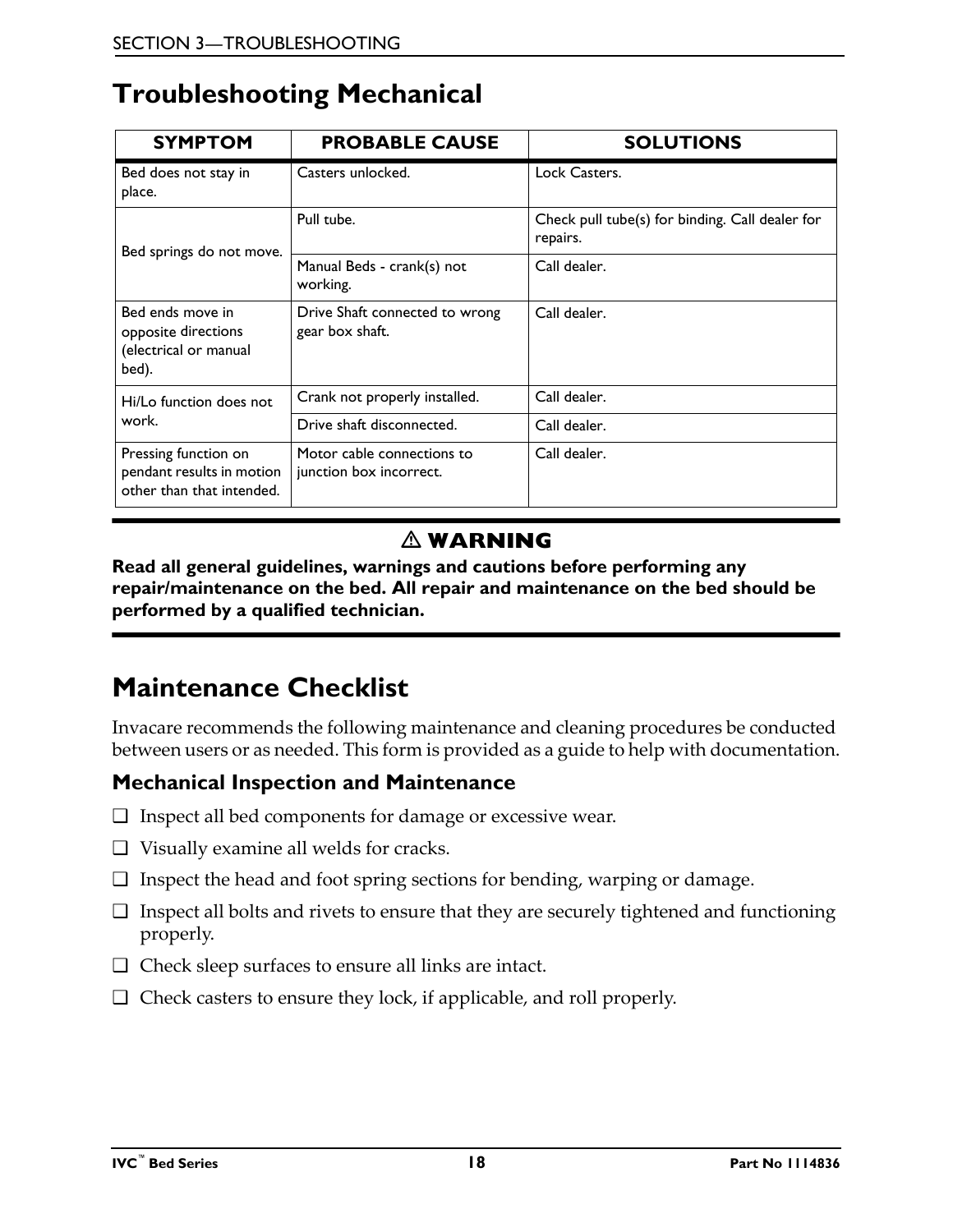# Troubleshooting Mechanical

| SYMPTOM | PROBABLE CAUSE | SOLUTIONS |
|---|---|---|
| Bed does not stay in place. | Casters unlocked. | Lock Casters. |
| Bed springs do not move. | Pull tube. | Check pull tube(s) for binding. Call dealer for repairs. |
| | Manual Beds - crank(s) not working. | Call dealer. |
| Bed ends move in opposite directions (electrical or manual bed). | Drive Shaft connected to wrong gear box shaft. | Call dealer. |
| Hi/Lo function does not work. | Crank not properly installed. | Call dealer. |
| | Drive shaft disconnected. | Call dealer. |
| Pressing function on pendant results in motion other than that intended. | Motor cable connections to junction box incorrect. | Call dealer. |

**⚠ WARNING**

**Read all general guidelines, warnings and cautions before performing any repair/maintenance on the bed. All repair and maintenance on the bed should be performed by a qualified technician.**

# Maintenance Checklist

Invacare recommends the following maintenance and cleaning procedures be conducted between users or as needed. This form is provided as a guide to help with documentation.

## Mechanical Inspection and Maintenance

- ❑ Inspect all bed components for damage or excessive wear.
- ❑ Visually examine all welds for cracks.
- ❑ Inspect the head and foot spring sections for bending, warping or damage.
- ❑ Inspect all bolts and rivets to ensure that they are securely tightened and functioning properly.
- ❑ Check sleep surfaces to ensure all links are intact.
- ❑ Check casters to ensure they lock, if applicable, and roll properly.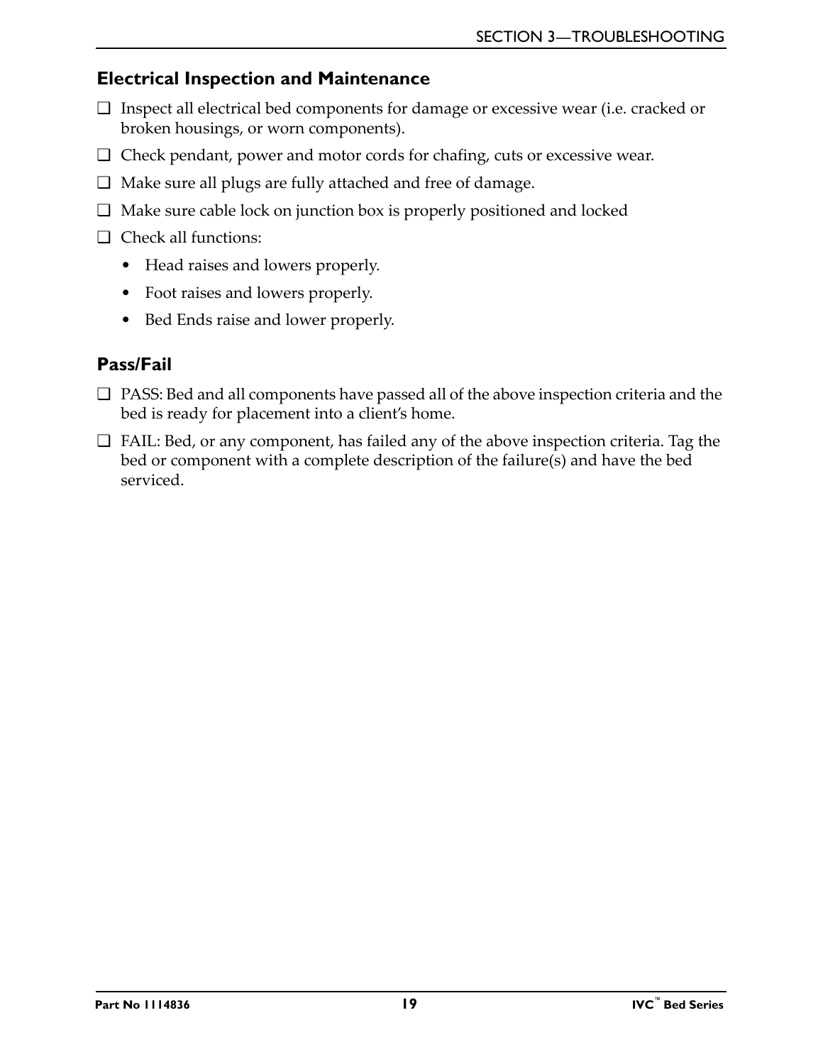## Electrical Inspection and Maintenance

- ❑ Inspect all electrical bed components for damage or excessive wear (i.e. cracked or broken housings, or worn components).
- ❑ Check pendant, power and motor cords for chafing, cuts or excessive wear.
- ❑ Make sure all plugs are fully attached and free of damage.
- ❑ Make sure cable lock on junction box is properly positioned and locked
- ❑ Check all functions:
  - Head raises and lowers properly.
  - Foot raises and lowers properly.
  - Bed Ends raise and lower properly.

## Pass/Fail

- ❑ PASS: Bed and all components have passed all of the above inspection criteria and the bed is ready for placement into a client's home.
- ❑ FAIL: Bed, or any component, has failed any of the above inspection criteria. Tag the bed or component with a complete description of the failure(s) and have the bed serviced.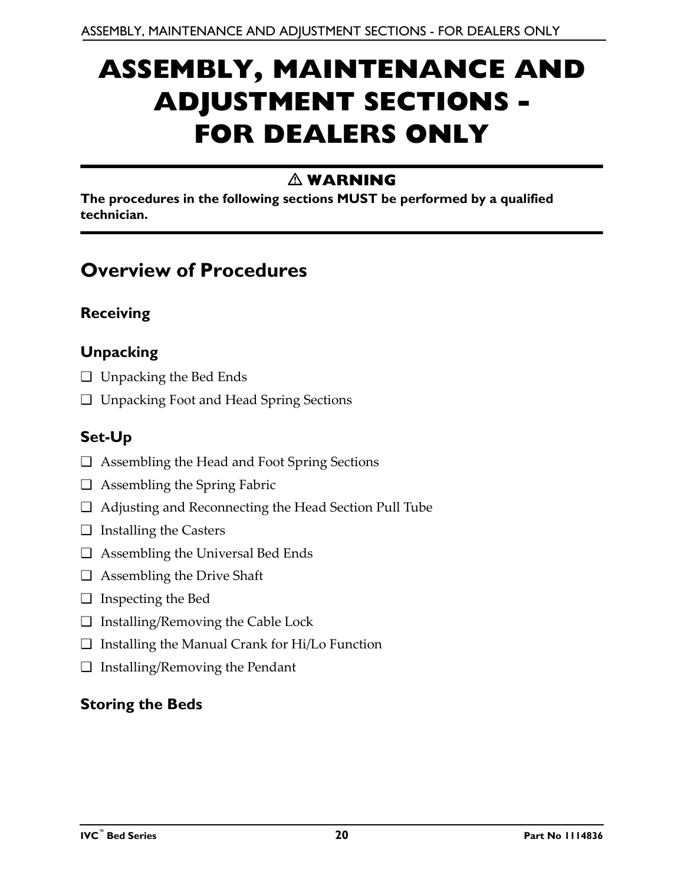# ASSEMBLY, MAINTENANCE AND ADJUSTMENT SECTIONS - FOR DEALERS ONLY

**⚠ WARNING**

**The procedures in the following sections MUST be performed by a qualified technician.**

## Overview of Procedures

### Receiving

### Unpacking

- ❑ Unpacking the Bed Ends
- ❑ Unpacking Foot and Head Spring Sections

### Set-Up

- ❑ Assembling the Head and Foot Spring Sections
- ❑ Assembling the Spring Fabric
- ❑ Adjusting and Reconnecting the Head Section Pull Tube
- ❑ Installing the Casters
- ❑ Assembling the Universal Bed Ends
- ❑ Assembling the Drive Shaft
- ❑ Inspecting the Bed
- ❑ Installing/Removing the Cable Lock
- ❑ Installing the Manual Crank for Hi/Lo Function
- ❑ Installing/Removing the Pendant

### Storing the Beds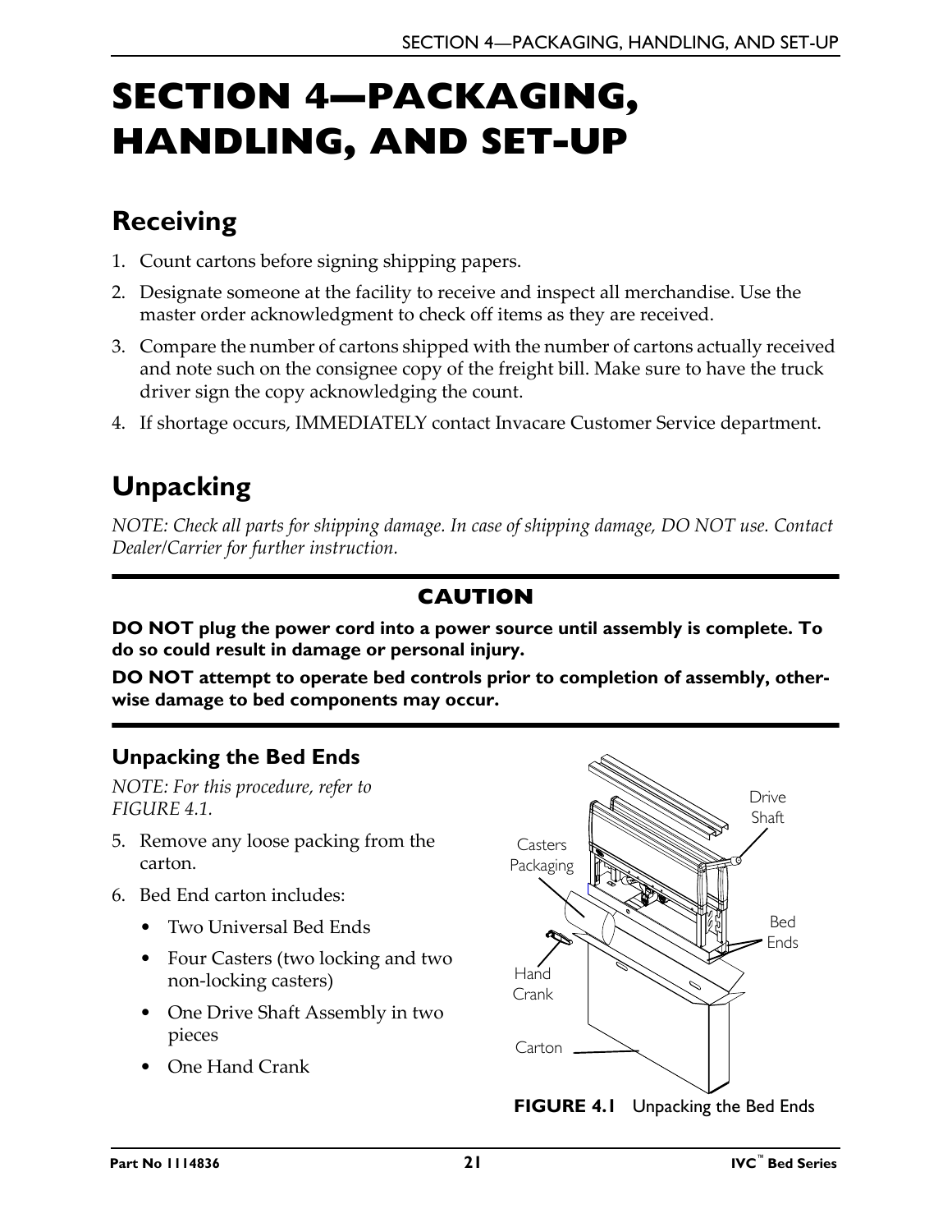# SECTION 4—PACKAGING, HANDLING, AND SET-UP

## Receiving

1. Count cartons before signing shipping papers.
2. Designate someone at the facility to receive and inspect all merchandise. Use the master order acknowledgment to check off items as they are received.
3. Compare the number of cartons shipped with the number of cartons actually received and note such on the consignee copy of the freight bill. Make sure to have the truck driver sign the copy acknowledging the count.
4. If shortage occurs, IMMEDIATELY contact Invacare Customer Service department.

## Unpacking

*NOTE: Check all parts for shipping damage. In case of shipping damage, DO NOT use. Contact Dealer/Carrier for further instruction.*

**CAUTION**

**DO NOT plug the power cord into a power source until assembly is complete. To do so could result in damage or personal injury.**

**DO NOT attempt to operate bed controls prior to completion of assembly, otherwise damage to bed components may occur.**

### Unpacking the Bed Ends

*NOTE: For this procedure, refer to FIGURE 4.1.*

5. Remove any loose packing from the carton.
6. Bed End carton includes:
   - Two Universal Bed Ends
   - Four Casters (two locking and two non-locking casters)
   - One Drive Shaft Assembly in two pieces
   - One Hand Crank

**FIGURE 4.1** Unpacking the Bed Ends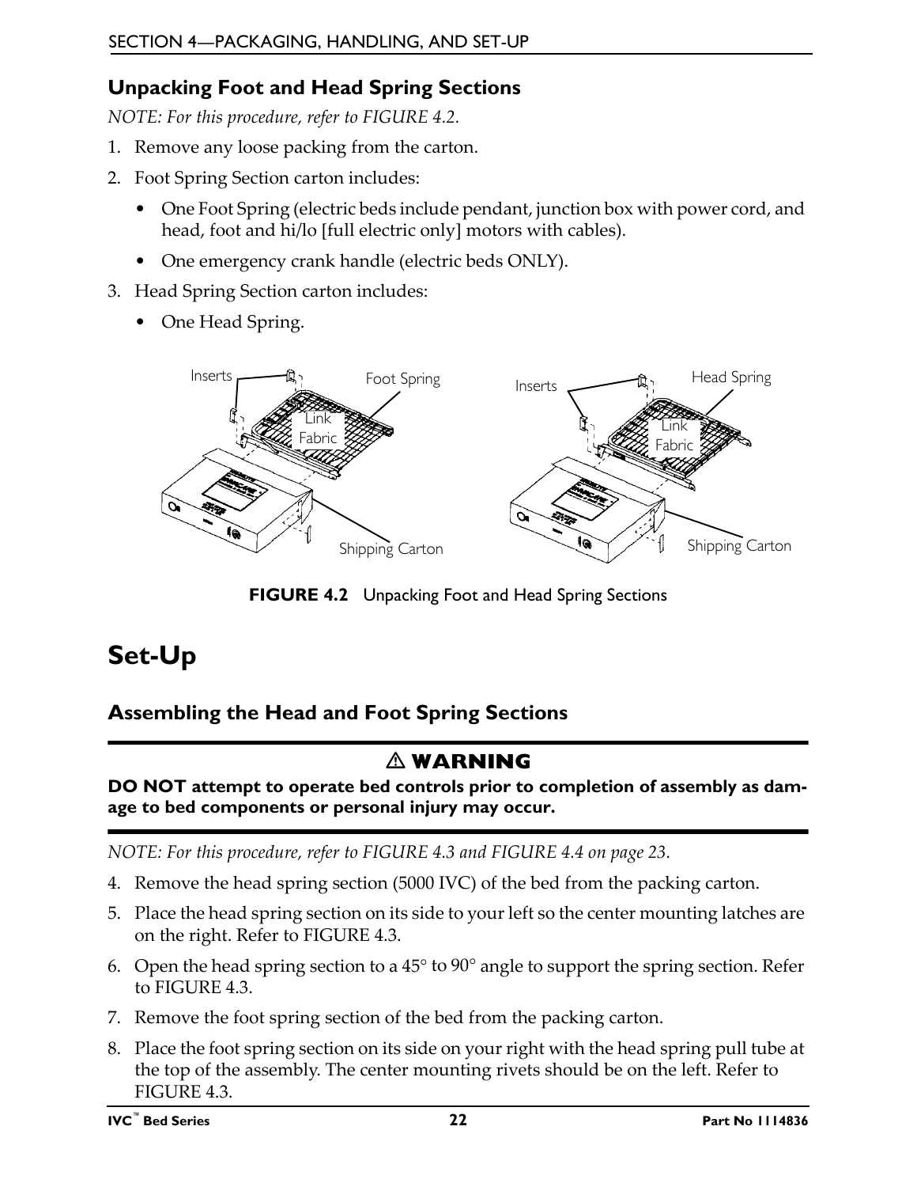### Unpacking Foot and Head Spring Sections

*NOTE: For this procedure, refer to FIGURE 4.2.*

1. Remove any loose packing from the carton.
2. Foot Spring Section carton includes:
   - One Foot Spring (electric beds include pendant, junction box with power cord, and head, foot and hi/lo [full electric only] motors with cables).
   - One emergency crank handle (electric beds ONLY).
3. Head Spring Section carton includes:
   - One Head Spring.

**FIGURE 4.2** Unpacking Foot and Head Spring Sections

## Set-Up

### Assembling the Head and Foot Spring Sections

**⚠ WARNING**

**DO NOT attempt to operate bed controls prior to completion of assembly as damage to bed components or personal injury may occur.**

*NOTE: For this procedure, refer to FIGURE 4.3 and FIGURE 4.4 on page 23.*

4. Remove the head spring section (5000 IVC) of the bed from the packing carton.
5. Place the head spring section on its side to your left so the center mounting latches are on the right. Refer to FIGURE 4.3.
6. Open the head spring section to a 45° to 90° angle to support the spring section. Refer to FIGURE 4.3.
7. Remove the foot spring section of the bed from the packing carton.
8. Place the foot spring section on its side on your right with the head spring pull tube at the top of the assembly. The center mounting rivets should be on the left. Refer to FIGURE 4.3.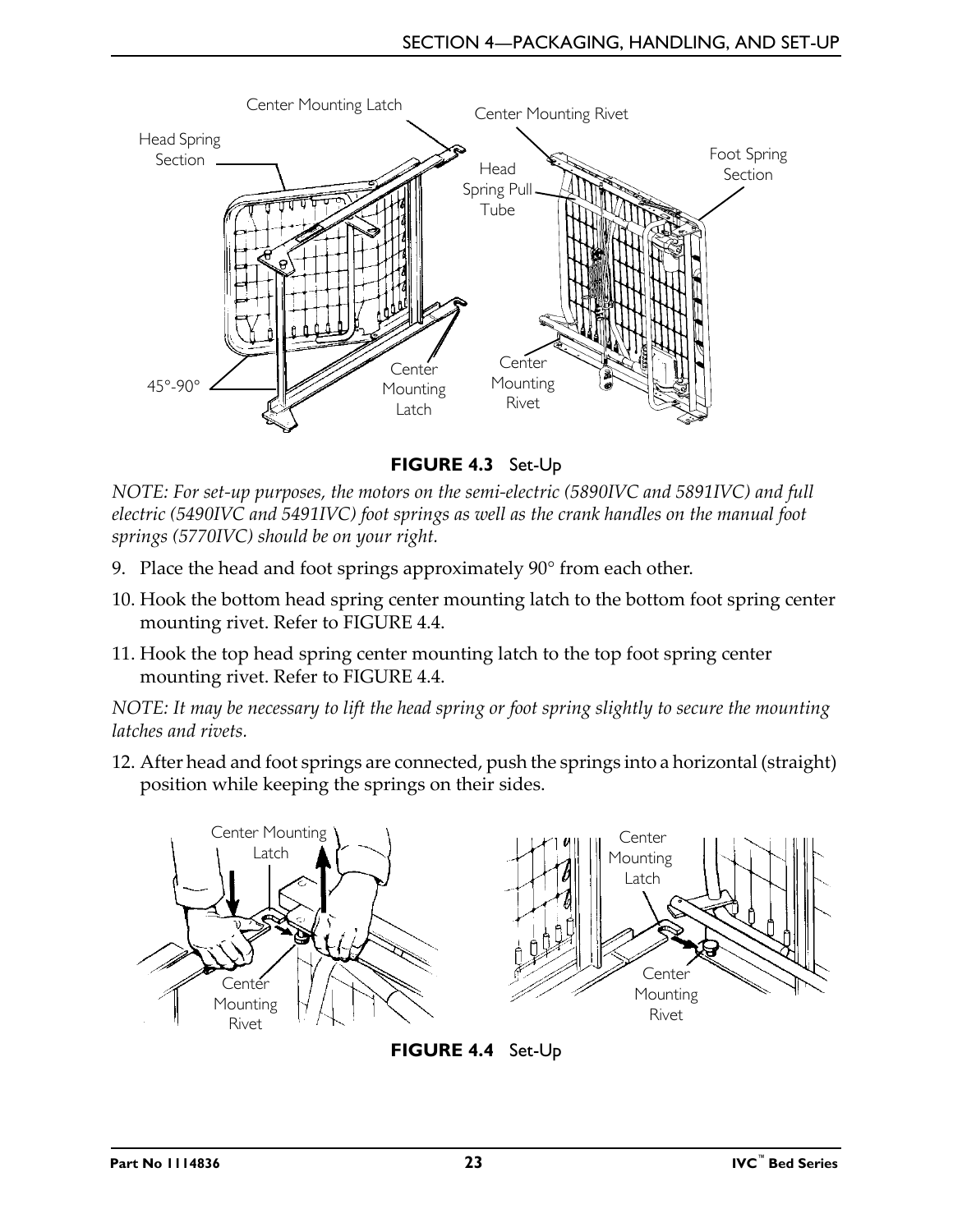**FIGURE 4.3** Set-Up

*NOTE: For set-up purposes, the motors on the semi-electric (5890IVC and 5891IVC) and full electric (5490IVC and 5491IVC) foot springs as well as the crank handles on the manual foot springs (5770IVC) should be on your right.*

9. Place the head and foot springs approximately 90° from each other.
10. Hook the bottom head spring center mounting latch to the bottom foot spring center mounting rivet. Refer to FIGURE 4.4.
11. Hook the top head spring center mounting latch to the top foot spring center mounting rivet. Refer to FIGURE 4.4.

*NOTE: It may be necessary to lift the head spring or foot spring slightly to secure the mounting latches and rivets.*

12. After head and foot springs are connected, push the springs into a horizontal (straight) position while keeping the springs on their sides.

**FIGURE 4.4** Set-Up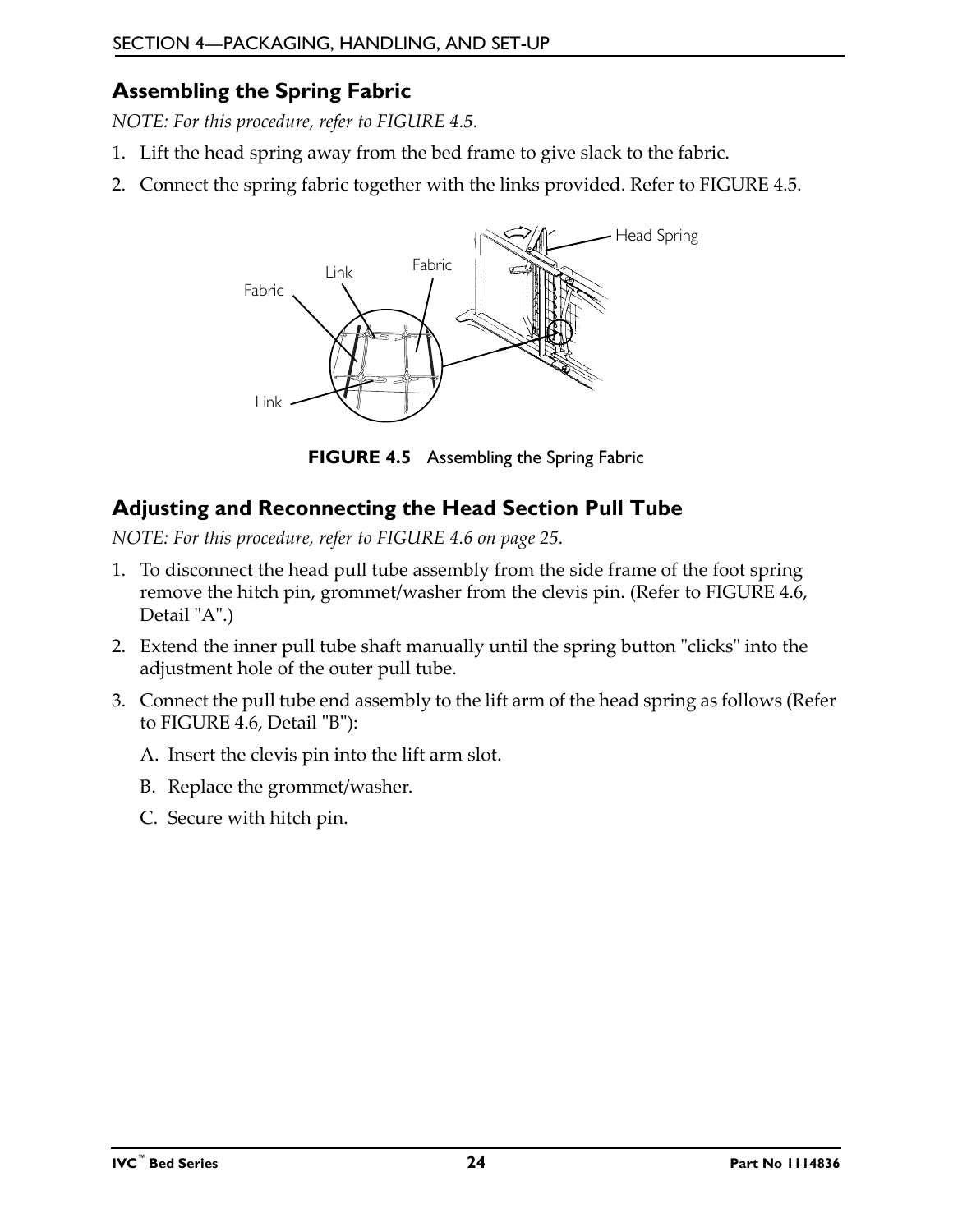## Assembling the Spring Fabric

*NOTE: For this procedure, refer to FIGURE 4.5.*

1. Lift the head spring away from the bed frame to give slack to the fabric.
2. Connect the spring fabric together with the links provided. Refer to FIGURE 4.5.

**FIGURE 4.5** Assembling the Spring Fabric

## Adjusting and Reconnecting the Head Section Pull Tube

*NOTE: For this procedure, refer to FIGURE 4.6 on page 25.*

1. To disconnect the head pull tube assembly from the side frame of the foot spring remove the hitch pin, grommet/washer from the clevis pin. (Refer to FIGURE 4.6, Detail "A".)
2. Extend the inner pull tube shaft manually until the spring button "clicks" into the adjustment hole of the outer pull tube.
3. Connect the pull tube end assembly to the lift arm of the head spring as follows (Refer to FIGURE 4.6, Detail "B"):
   A. Insert the clevis pin into the lift arm slot.
   B. Replace the grommet/washer.
   C. Secure with hitch pin.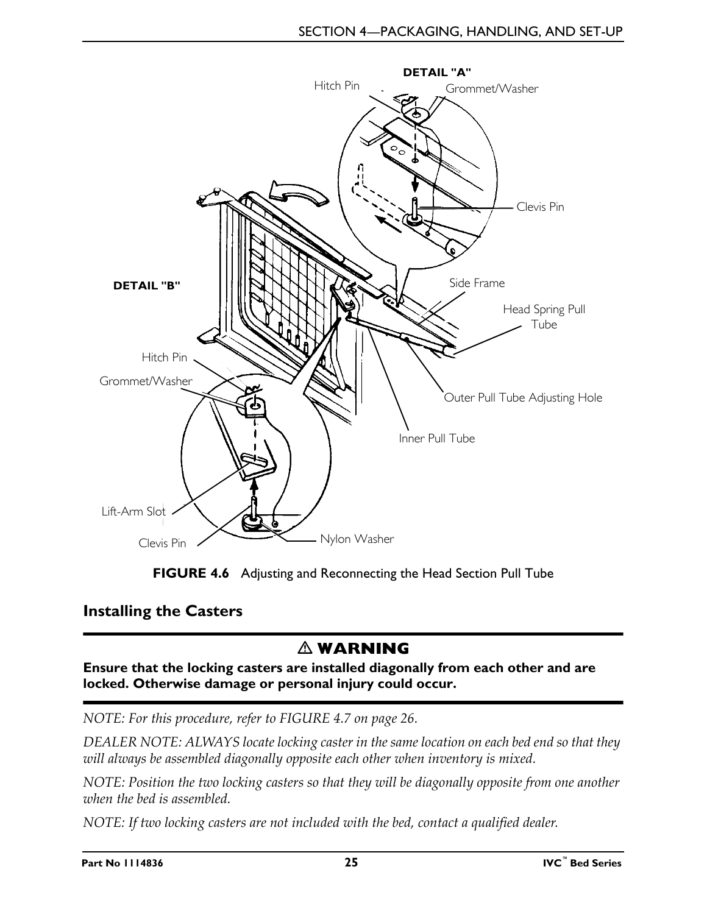**FIGURE 4.6** Adjusting and Reconnecting the Head Section Pull Tube

## Installing the Casters

### ⚠ WARNING

**Ensure that the locking casters are installed diagonally from each other and are locked. Otherwise damage or personal injury could occur.**

*NOTE: For this procedure, refer to FIGURE 4.7 on page 26.*

*DEALER NOTE: ALWAYS locate locking caster in the same location on each bed end so that they will always be assembled diagonally opposite each other when inventory is mixed.*

*NOTE: Position the two locking casters so that they will be diagonally opposite from one another when the bed is assembled.*

*NOTE: If two locking casters are not included with the bed, contact a qualified dealer.*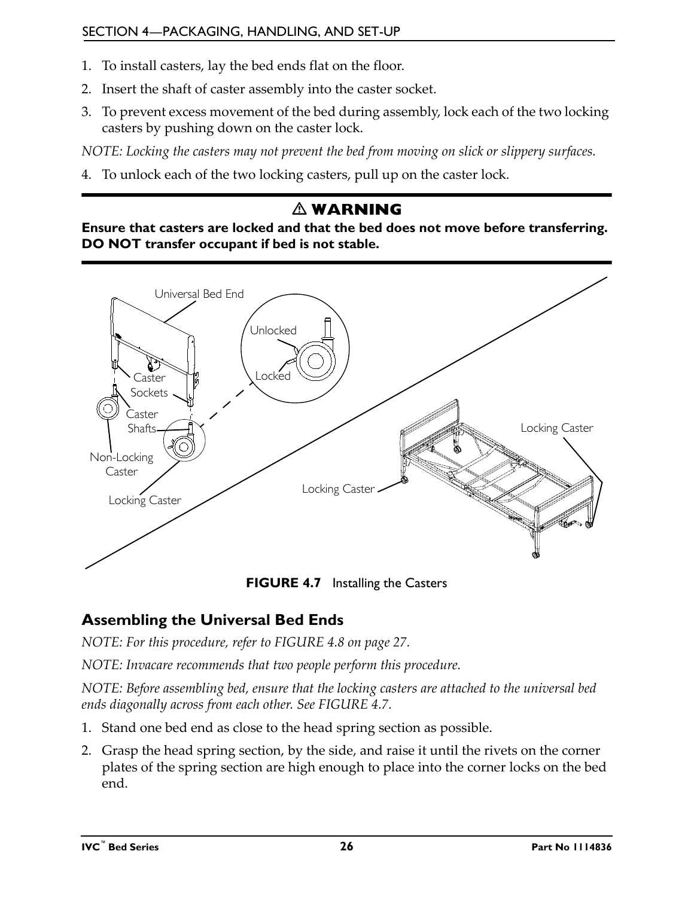1. To install casters, lay the bed ends flat on the floor.
2. Insert the shaft of caster assembly into the caster socket.
3. To prevent excess movement of the bed during assembly, lock each of the two locking casters by pushing down on the caster lock.

*NOTE: Locking the casters may not prevent the bed from moving on slick or slippery surfaces.*

4. To unlock each of the two locking casters, pull up on the caster lock.

**⚠ WARNING**

**Ensure that casters are locked and that the bed does not move before transferring. DO NOT transfer occupant if bed is not stable.**

**FIGURE 4.7** Installing the Casters

## Assembling the Universal Bed Ends

*NOTE: For this procedure, refer to FIGURE 4.8 on page 27.*

*NOTE: Invacare recommends that two people perform this procedure.*

*NOTE: Before assembling bed, ensure that the locking casters are attached to the universal bed ends diagonally across from each other. See FIGURE 4.7.*

1. Stand one bed end as close to the head spring section as possible.
2. Grasp the head spring section, by the side, and raise it until the rivets on the corner plates of the spring section are high enough to place into the corner locks on the bed end.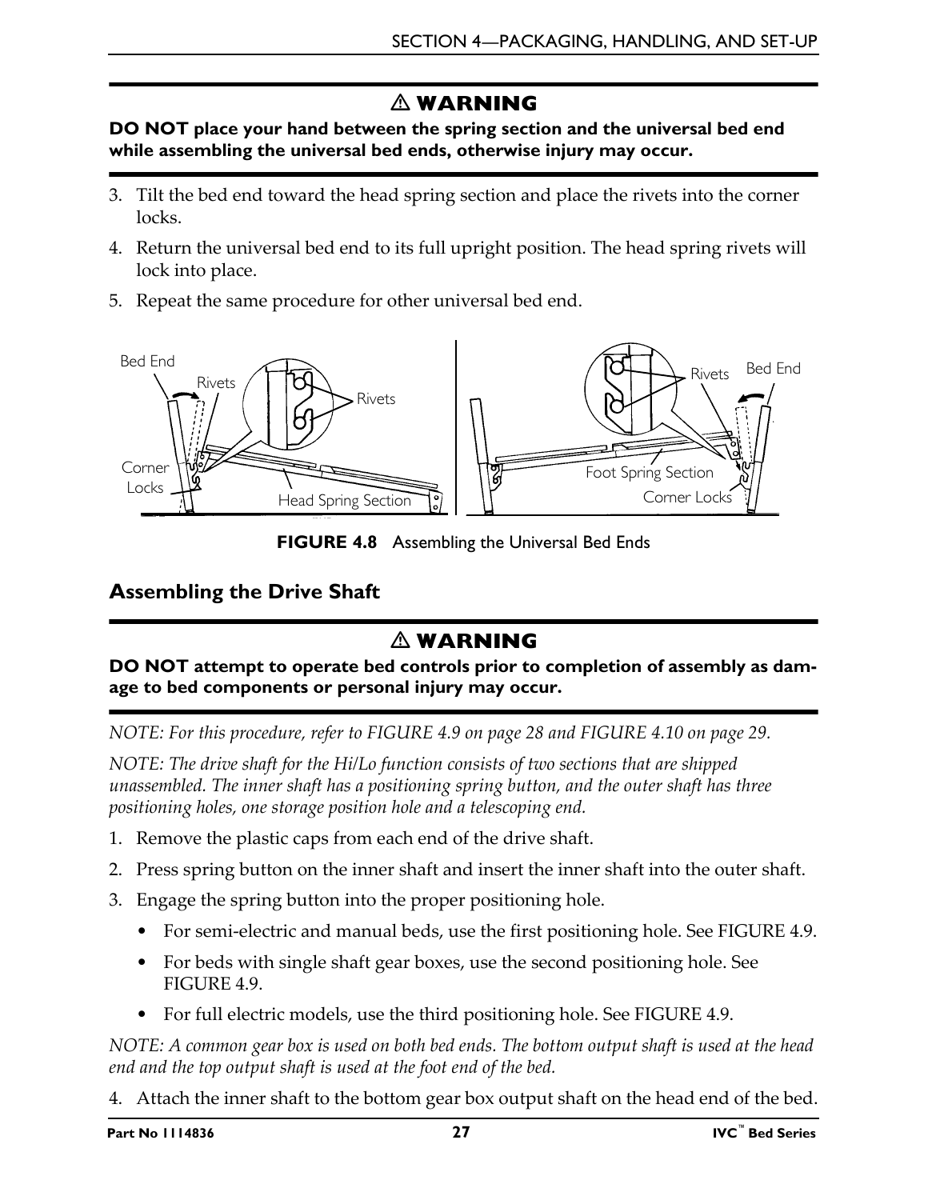## ⚠ WARNING

**DO NOT place your hand between the spring section and the universal bed end while assembling the universal bed ends, otherwise injury may occur.**

3. Tilt the bed end toward the head spring section and place the rivets into the corner locks.
4. Return the universal bed end to its full upright position. The head spring rivets will lock into place.
5. Repeat the same procedure for other universal bed end.

**FIGURE 4.8** Assembling the Universal Bed Ends

## Assembling the Drive Shaft

## ⚠ WARNING

**DO NOT attempt to operate bed controls prior to completion of assembly as damage to bed components or personal injury may occur.**

*NOTE: For this procedure, refer to FIGURE 4.9 on page 28 and FIGURE 4.10 on page 29.*

*NOTE: The drive shaft for the Hi/Lo function consists of two sections that are shipped unassembled. The inner shaft has a positioning spring button, and the outer shaft has three positioning holes, one storage position hole and a telescoping end.*

1. Remove the plastic caps from each end of the drive shaft.
2. Press spring button on the inner shaft and insert the inner shaft into the outer shaft.
3. Engage the spring button into the proper positioning hole.
   - For semi-electric and manual beds, use the first positioning hole. See FIGURE 4.9.
   - For beds with single shaft gear boxes, use the second positioning hole. See FIGURE 4.9.
   - For full electric models, use the third positioning hole. See FIGURE 4.9.

*NOTE: A common gear box is used on both bed ends. The bottom output shaft is used at the head end and the top output shaft is used at the foot end of the bed.*

4. Attach the inner shaft to the bottom gear box output shaft on the head end of the bed.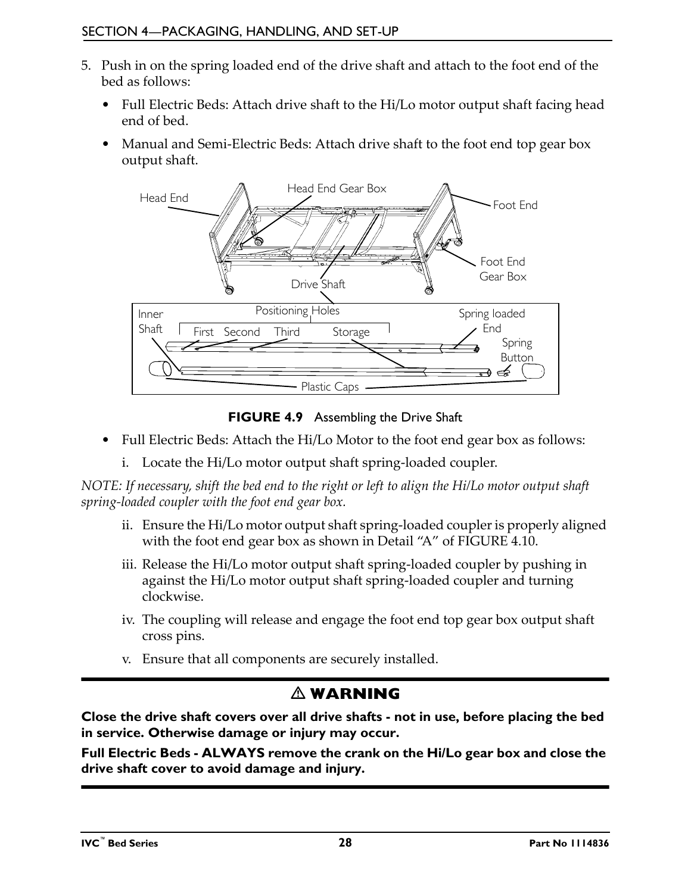5. Push in on the spring loaded end of the drive shaft and attach to the foot end of the bed as follows:
   - Full Electric Beds: Attach drive shaft to the Hi/Lo motor output shaft facing head end of bed.
   - Manual and Semi-Electric Beds: Attach drive shaft to the foot end top gear box output shaft.

**FIGURE 4.9** Assembling the Drive Shaft

- Full Electric Beds: Attach the Hi/Lo Motor to the foot end gear box as follows:
  i. Locate the Hi/Lo motor output shaft spring-loaded coupler.

*NOTE: If necessary, shift the bed end to the right or left to align the Hi/Lo motor output shaft spring-loaded coupler with the foot end gear box.*

  ii. Ensure the Hi/Lo motor output shaft spring-loaded coupler is properly aligned with the foot end gear box as shown in Detail "A" of FIGURE 4.10.

  iii. Release the Hi/Lo motor output shaft spring-loaded coupler by pushing in against the Hi/Lo motor output shaft spring-loaded coupler and turning clockwise.

  iv. The coupling will release and engage the foot end top gear box output shaft cross pins.

  v. Ensure that all components are securely installed.

## ⚠ WARNING

**Close the drive shaft covers over all drive shafts - not in use, before placing the bed in service. Otherwise damage or injury may occur.**

**Full Electric Beds - ALWAYS remove the crank on the Hi/Lo gear box and close the drive shaft cover to avoid damage and injury.**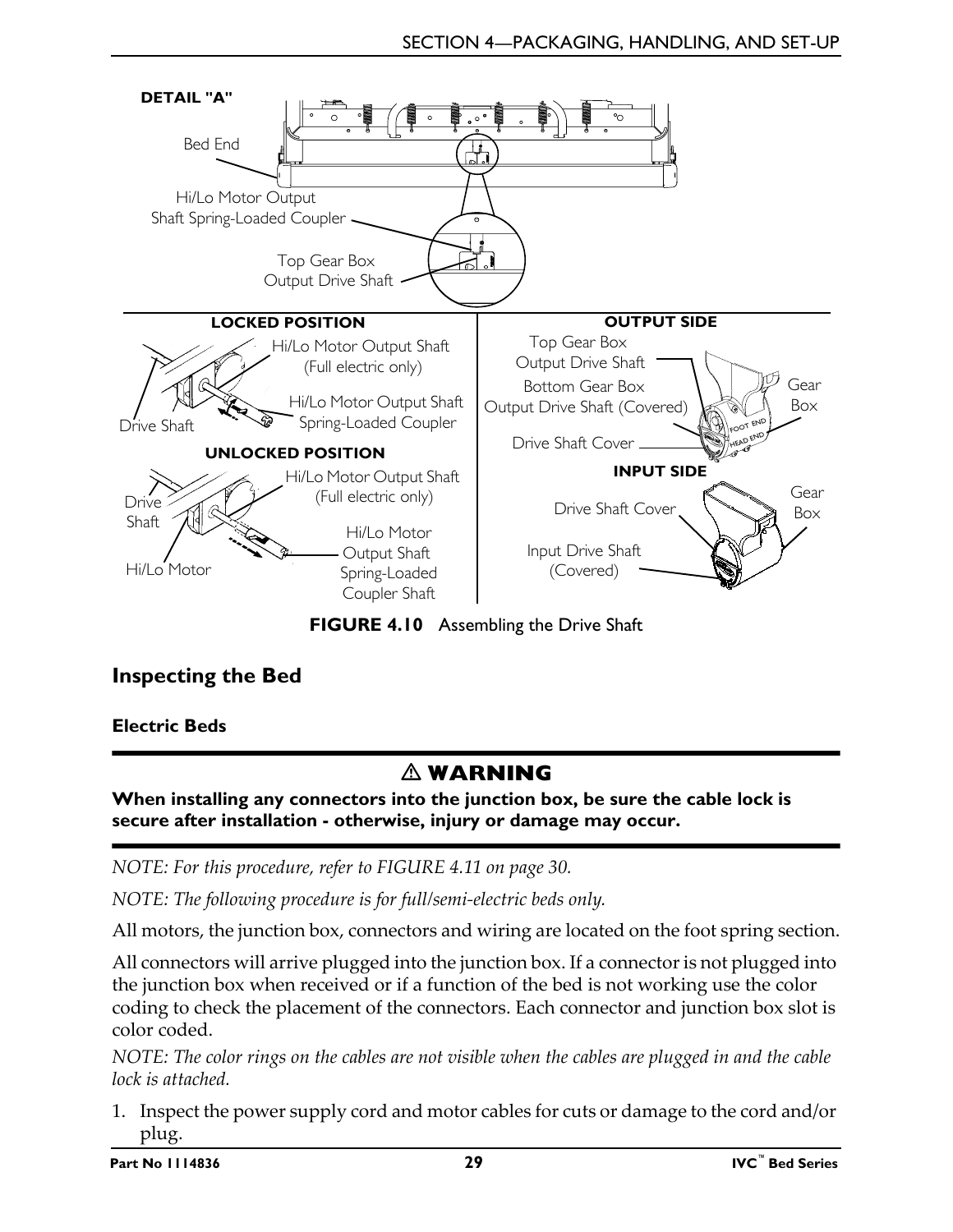FIGURE 4.10 Assembling the Drive Shaft

## Inspecting the Bed

### Electric Beds

> ⚠ **WARNING**
>
> **When installing any connectors into the junction box, be sure the cable lock is secure after installation - otherwise, injury or damage may occur.**

*NOTE: For this procedure, refer to FIGURE 4.11 on page 30.*

*NOTE: The following procedure is for full/semi-electric beds only.*

All motors, the junction box, connectors and wiring are located on the foot spring section.

All connectors will arrive plugged into the junction box. If a connector is not plugged into the junction box when received or if a function of the bed is not working use the color coding to check the placement of the connectors. Each connector and junction box slot is color coded.

*NOTE: The color rings on the cables are not visible when the cables are plugged in and the cable lock is attached.*

1. Inspect the power supply cord and motor cables for cuts or damage to the cord and/or plug.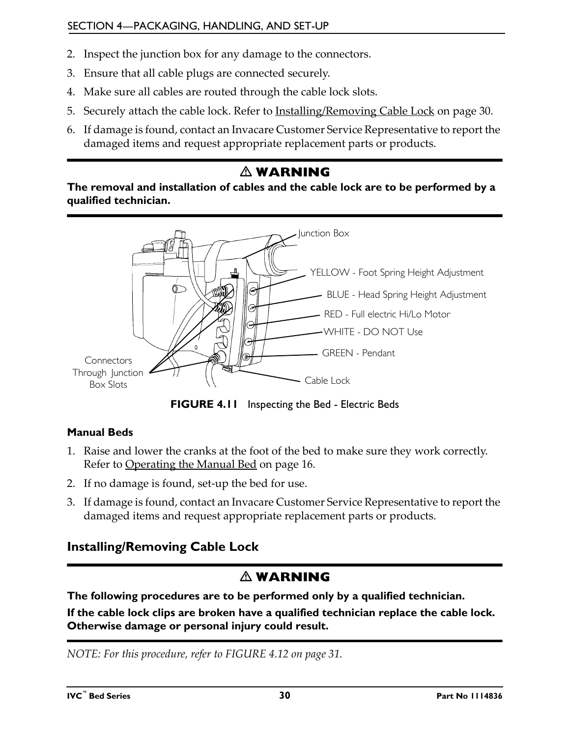2. Inspect the junction box for any damage to the connectors.
3. Ensure that all cable plugs are connected securely.
4. Make sure all cables are routed through the cable lock slots.
5. Securely attach the cable lock. Refer to Installing/Removing Cable Lock on page 30.
6. If damage is found, contact an Invacare Customer Service Representative to report the damaged items and request appropriate replacement parts or products.

## ⚠ WARNING

**The removal and installation of cables and the cable lock are to be performed by a qualified technician.**

Junction Box

YELLOW - Foot Spring Height Adjustment

BLUE - Head Spring Height Adjustment

RED - Full electric Hi/Lo Motor

WHITE - DO NOT Use

GREEN - Pendant

Cable Lock

Connectors Through Junction Box Slots

**FIGURE 4.11** Inspecting the Bed - Electric Beds

### Manual Beds

1. Raise and lower the cranks at the foot of the bed to make sure they work correctly. Refer to Operating the Manual Bed on page 16.
2. If no damage is found, set-up the bed for use.
3. If damage is found, contact an Invacare Customer Service Representative to report the damaged items and request appropriate replacement parts or products.

## Installing/Removing Cable Lock

## ⚠ WARNING

**The following procedures are to be performed only by a qualified technician.**

**If the cable lock clips are broken have a qualified technician replace the cable lock. Otherwise damage or personal injury could result.**

*NOTE: For this procedure, refer to FIGURE 4.12 on page 31.*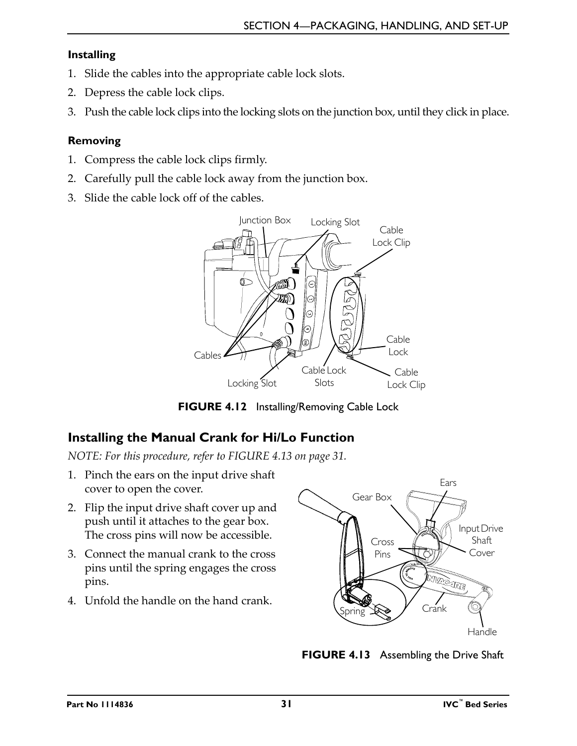### Installing

1. Slide the cables into the appropriate cable lock slots.
2. Depress the cable lock clips.
3. Push the cable lock clips into the locking slots on the junction box, until they click in place.

### Removing

1. Compress the cable lock clips firmly.
2. Carefully pull the cable lock away from the junction box.
3. Slide the cable lock off of the cables.

**FIGURE 4.12** Installing/Removing Cable Lock

## Installing the Manual Crank for Hi/Lo Function

*NOTE: For this procedure, refer to FIGURE 4.13 on page 31.*

1. Pinch the ears on the input drive shaft cover to open the cover.
2. Flip the input drive shaft cover up and push until it attaches to the gear box. The cross pins will now be accessible.
3. Connect the manual crank to the cross pins until the spring engages the cross pins.
4. Unfold the handle on the hand crank.

**FIGURE 4.13** Assembling the Drive Shaft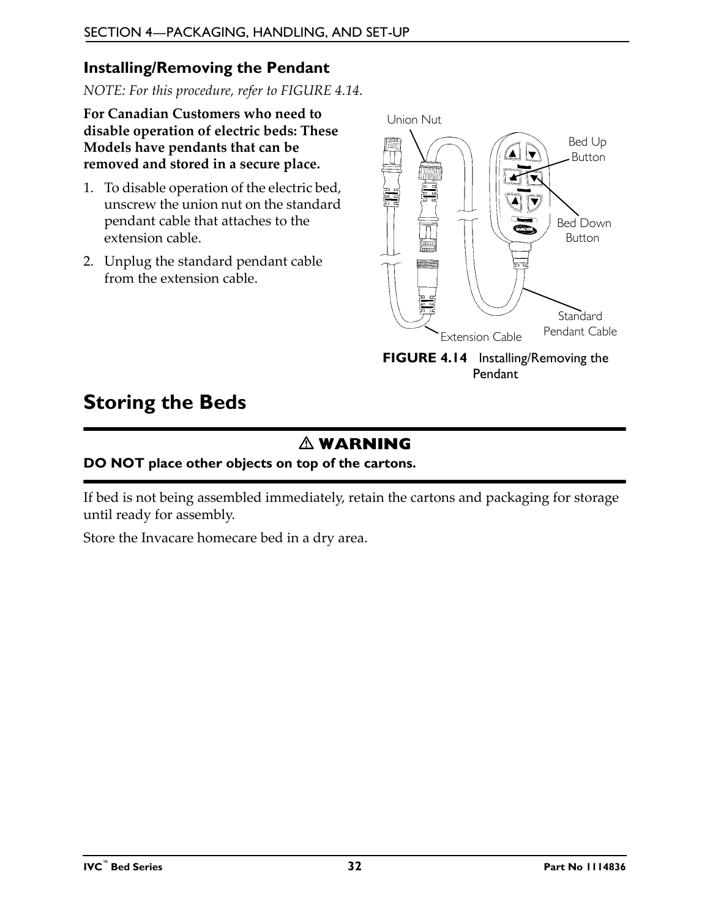### Installing/Removing the Pendant

*NOTE: For this procedure, refer to FIGURE 4.14.*

**For Canadian Customers who need to disable operation of electric beds: These Models have pendants that can be removed and stored in a secure place.**

1. To disable operation of the electric bed, unscrew the union nut on the standard pendant cable that attaches to the extension cable.
2. Unplug the standard pendant cable from the extension cable.

Union Nut
Bed Up Button
Bed Down Button
Standard Pendant Cable
Extension Cable

**FIGURE 4.14** Installing/Removing the Pendant

## Storing the Beds

**⚠ WARNING**

**DO NOT place other objects on top of the cartons.**

If bed is not being assembled immediately, retain the cartons and packaging for storage until ready for assembly.

Store the Invacare homecare bed in a dry area.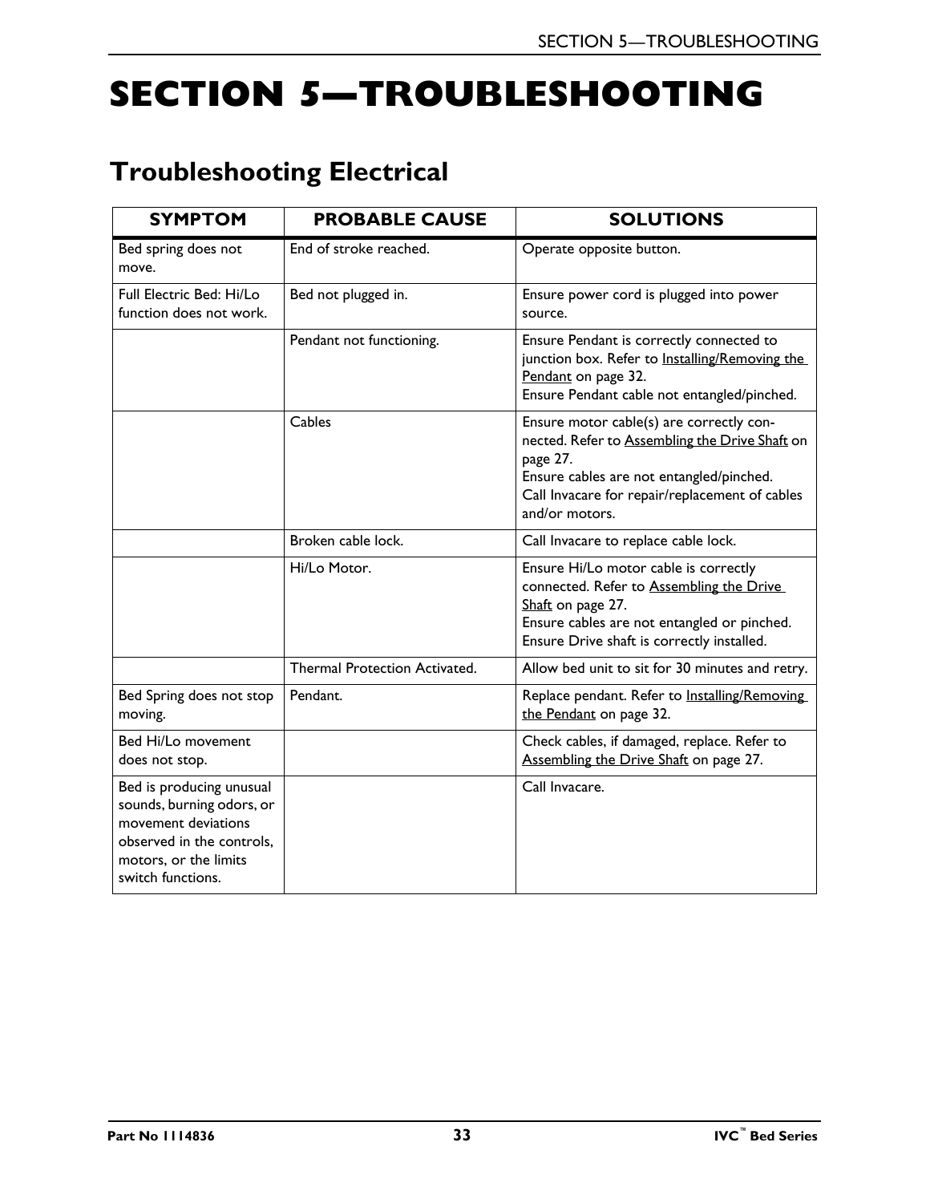# SECTION 5—TROUBLESHOOTING

## Troubleshooting Electrical

| SYMPTOM | PROBABLE CAUSE | SOLUTIONS |
|---|---|---|
| Bed spring does not move. | End of stroke reached. | Operate opposite button. |
| Full Electric Bed: Hi/Lo function does not work. | Bed not plugged in. | Ensure power cord is plugged into power source. |
| | Pendant not functioning. | Ensure Pendant is correctly connected to junction box. Refer to Installing/Removing the Pendant on page 32.<br>Ensure Pendant cable not entangled/pinched. |
| | Cables | Ensure motor cable(s) are correctly connected. Refer to Assembling the Drive Shaft on page 27.<br>Ensure cables are not entangled/pinched.<br>Call Invacare for repair/replacement of cables and/or motors. |
| | Broken cable lock. | Call Invacare to replace cable lock. |
| | Hi/Lo Motor. | Ensure Hi/Lo motor cable is correctly connected. Refer to Assembling the Drive Shaft on page 27.<br>Ensure cables are not entangled or pinched.<br>Ensure Drive shaft is correctly installed. |
| | Thermal Protection Activated. | Allow bed unit to sit for 30 minutes and retry. |
| Bed Spring does not stop moving. | Pendant. | Replace pendant. Refer to Installing/Removing the Pendant on page 32. |
| Bed Hi/Lo movement does not stop. | | Check cables, if damaged, replace. Refer to Assembling the Drive Shaft on page 27. |
| Bed is producing unusual sounds, burning odors, or movement deviations observed in the controls, motors, or the limits switch functions. | | Call Invacare. |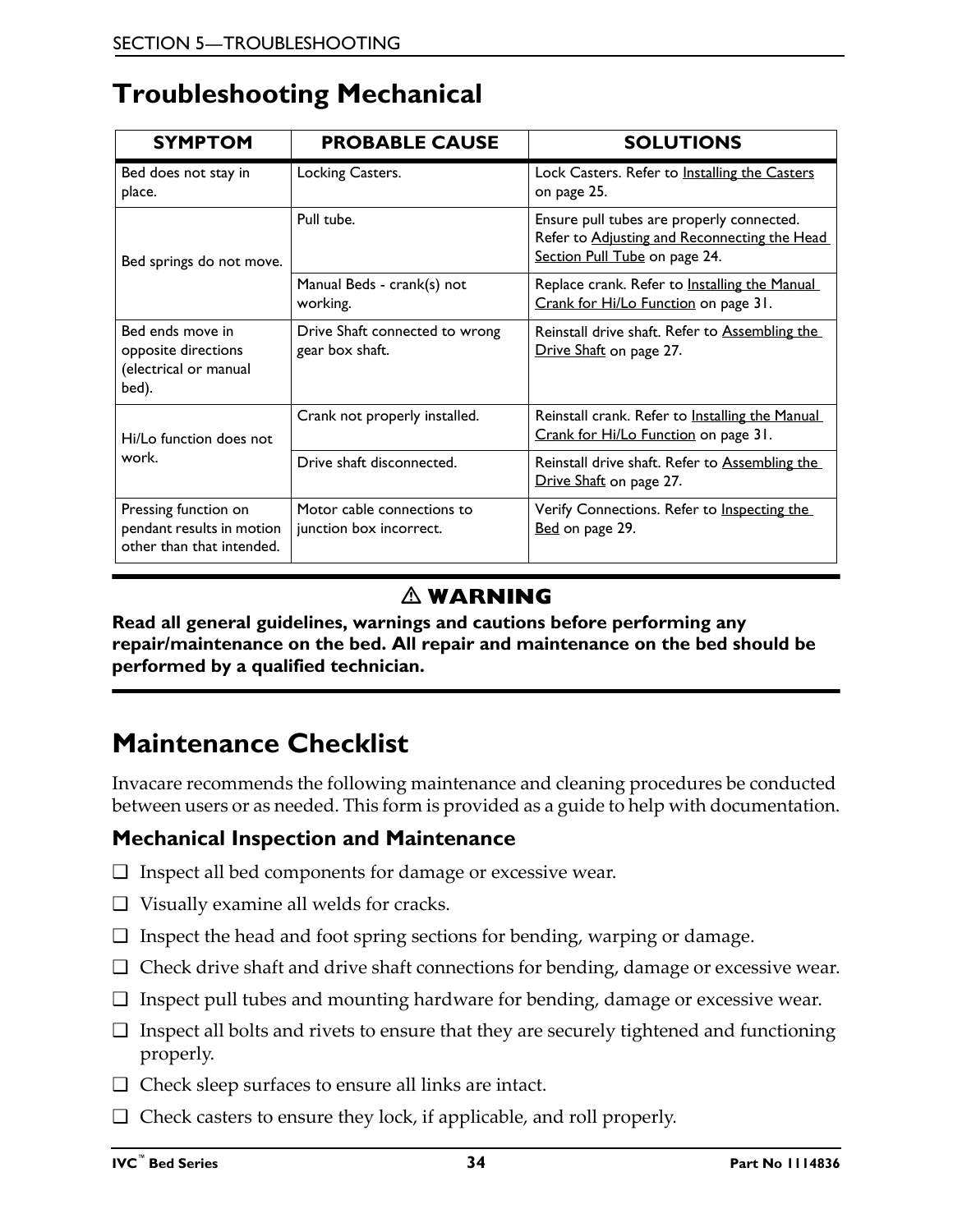# Troubleshooting Mechanical

| SYMPTOM | PROBABLE CAUSE | SOLUTIONS |
|---|---|---|
| Bed does not stay in place. | Locking Casters. | Lock Casters. Refer to Installing the Casters on page 25. |
| Bed springs do not move. | Pull tube. | Ensure pull tubes are properly connected. Refer to Adjusting and Reconnecting the Head Section Pull Tube on page 24. |
| | Manual Beds - crank(s) not working. | Replace crank. Refer to Installing the Manual Crank for Hi/Lo Function on page 31. |
| Bed ends move in opposite directions (electrical or manual bed). | Drive Shaft connected to wrong gear box shaft. | Reinstall drive shaft. Refer to Assembling the Drive Shaft on page 27. |
| Hi/Lo function does not work. | Crank not properly installed. | Reinstall crank. Refer to Installing the Manual Crank for Hi/Lo Function on page 31. |
| | Drive shaft disconnected. | Reinstall drive shaft. Refer to Assembling the Drive Shaft on page 27. |
| Pressing function on pendant results in motion other than that intended. | Motor cable connections to junction box incorrect. | Verify Connections. Refer to Inspecting the Bed on page 29. |

**⚠ WARNING**

**Read all general guidelines, warnings and cautions before performing any repair/maintenance on the bed. All repair and maintenance on the bed should be performed by a qualified technician.**

# Maintenance Checklist

Invacare recommends the following maintenance and cleaning procedures be conducted between users or as needed. This form is provided as a guide to help with documentation.

## Mechanical Inspection and Maintenance

- ❑ Inspect all bed components for damage or excessive wear.
- ❑ Visually examine all welds for cracks.
- ❑ Inspect the head and foot spring sections for bending, warping or damage.
- ❑ Check drive shaft and drive shaft connections for bending, damage or excessive wear.
- ❑ Inspect pull tubes and mounting hardware for bending, damage or excessive wear.
- ❑ Inspect all bolts and rivets to ensure that they are securely tightened and functioning properly.
- ❑ Check sleep surfaces to ensure all links are intact.
- ❑ Check casters to ensure they lock, if applicable, and roll properly.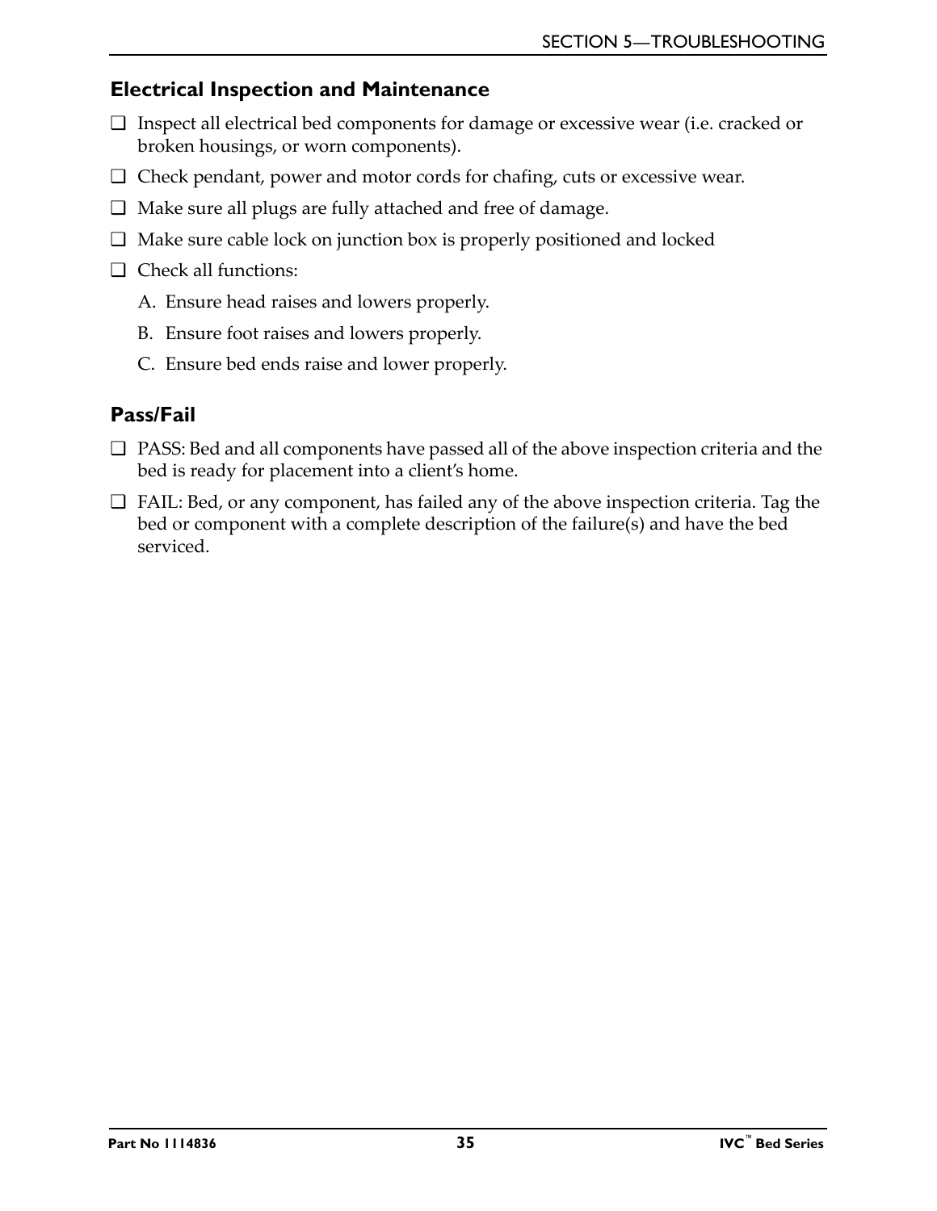## Electrical Inspection and Maintenance

- ❑ Inspect all electrical bed components for damage or excessive wear (i.e. cracked or broken housings, or worn components).
- ❑ Check pendant, power and motor cords for chafing, cuts or excessive wear.
- ❑ Make sure all plugs are fully attached and free of damage.
- ❑ Make sure cable lock on junction box is properly positioned and locked
- ❑ Check all functions:
  - A. Ensure head raises and lowers properly.
  - B. Ensure foot raises and lowers properly.
  - C. Ensure bed ends raise and lower properly.

## Pass/Fail

- ❑ PASS: Bed and all components have passed all of the above inspection criteria and the bed is ready for placement into a client's home.
- ❑ FAIL: Bed, or any component, has failed any of the above inspection criteria. Tag the bed or component with a complete description of the failure(s) and have the bed serviced.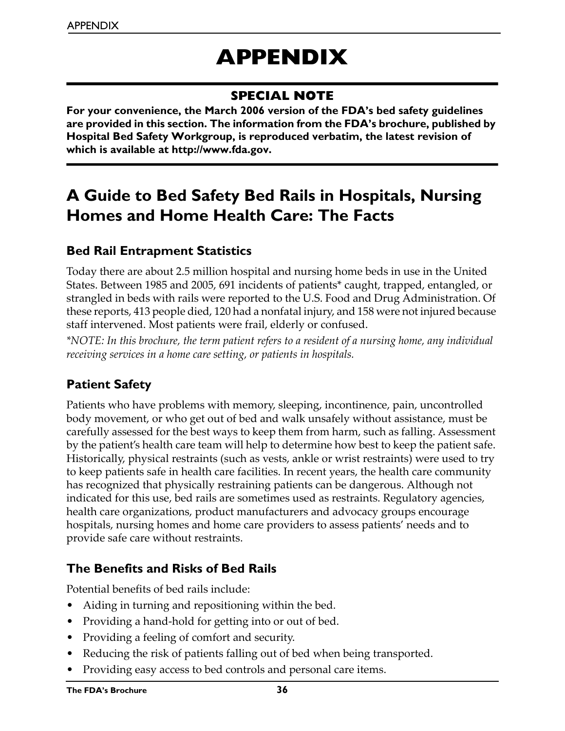# APPENDIX

## SPECIAL NOTE

**For your convenience, the March 2006 version of the FDA's bed safety guidelines are provided in this section. The information from the FDA's brochure, published by Hospital Bed Safety Workgroup, is reproduced verbatim, the latest revision of which is available at http://www.fda.gov.**

## A Guide to Bed Safety Bed Rails in Hospitals, Nursing Homes and Home Health Care: The Facts

### Bed Rail Entrapment Statistics

Today there are about 2.5 million hospital and nursing home beds in use in the United States. Between 1985 and 2005, 691 incidents of patients* caught, trapped, entangled, or strangled in beds with rails were reported to the U.S. Food and Drug Administration. Of these reports, 413 people died, 120 had a nonfatal injury, and 158 were not injured because staff intervened. Most patients were frail, elderly or confused.

*\*NOTE: In this brochure, the term patient refers to a resident of a nursing home, any individual receiving services in a home care setting, or patients in hospitals.*

### Patient Safety

Patients who have problems with memory, sleeping, incontinence, pain, uncontrolled body movement, or who get out of bed and walk unsafely without assistance, must be carefully assessed for the best ways to keep them from harm, such as falling. Assessment by the patient's health care team will help to determine how best to keep the patient safe. Historically, physical restraints (such as vests, ankle or wrist restraints) were used to try to keep patients safe in health care facilities. In recent years, the health care community has recognized that physically restraining patients can be dangerous. Although not indicated for this use, bed rails are sometimes used as restraints. Regulatory agencies, health care organizations, product manufacturers and advocacy groups encourage hospitals, nursing homes and home care providers to assess patients' needs and to provide safe care without restraints.

### The Benefits and Risks of Bed Rails

Potential benefits of bed rails include:

- Aiding in turning and repositioning within the bed.
- Providing a hand-hold for getting into or out of bed.
- Providing a feeling of comfort and security.
- Reducing the risk of patients falling out of bed when being transported.
- Providing easy access to bed controls and personal care items.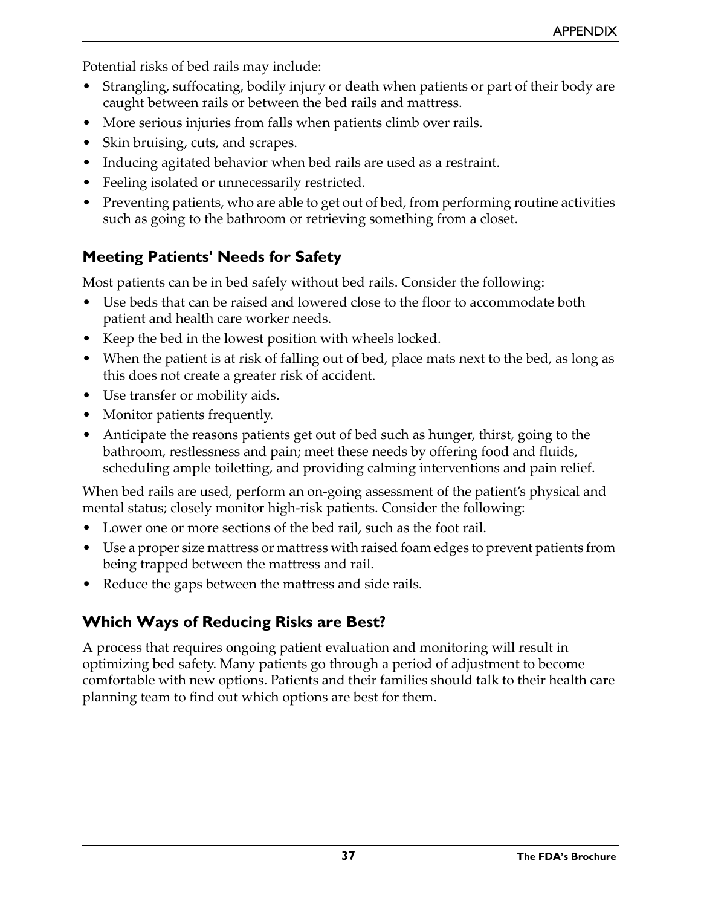Potential risks of bed rails may include:

- Strangling, suffocating, bodily injury or death when patients or part of their body are caught between rails or between the bed rails and mattress.
- More serious injuries from falls when patients climb over rails.
- Skin bruising, cuts, and scrapes.
- Inducing agitated behavior when bed rails are used as a restraint.
- Feeling isolated or unnecessarily restricted.
- Preventing patients, who are able to get out of bed, from performing routine activities such as going to the bathroom or retrieving something from a closet.

## Meeting Patients' Needs for Safety

Most patients can be in bed safely without bed rails. Consider the following:

- Use beds that can be raised and lowered close to the floor to accommodate both patient and health care worker needs.
- Keep the bed in the lowest position with wheels locked.
- When the patient is at risk of falling out of bed, place mats next to the bed, as long as this does not create a greater risk of accident.
- Use transfer or mobility aids.
- Monitor patients frequently.
- Anticipate the reasons patients get out of bed such as hunger, thirst, going to the bathroom, restlessness and pain; meet these needs by offering food and fluids, scheduling ample toiletting, and providing calming interventions and pain relief.

When bed rails are used, perform an on-going assessment of the patient’s physical and mental status; closely monitor high-risk patients. Consider the following:

- Lower one or more sections of the bed rail, such as the foot rail.
- Use a proper size mattress or mattress with raised foam edges to prevent patients from being trapped between the mattress and rail.
- Reduce the gaps between the mattress and side rails.

## Which Ways of Reducing Risks are Best?

A process that requires ongoing patient evaluation and monitoring will result in optimizing bed safety. Many patients go through a period of adjustment to become comfortable with new options. Patients and their families should talk to their health care planning team to find out which options are best for them.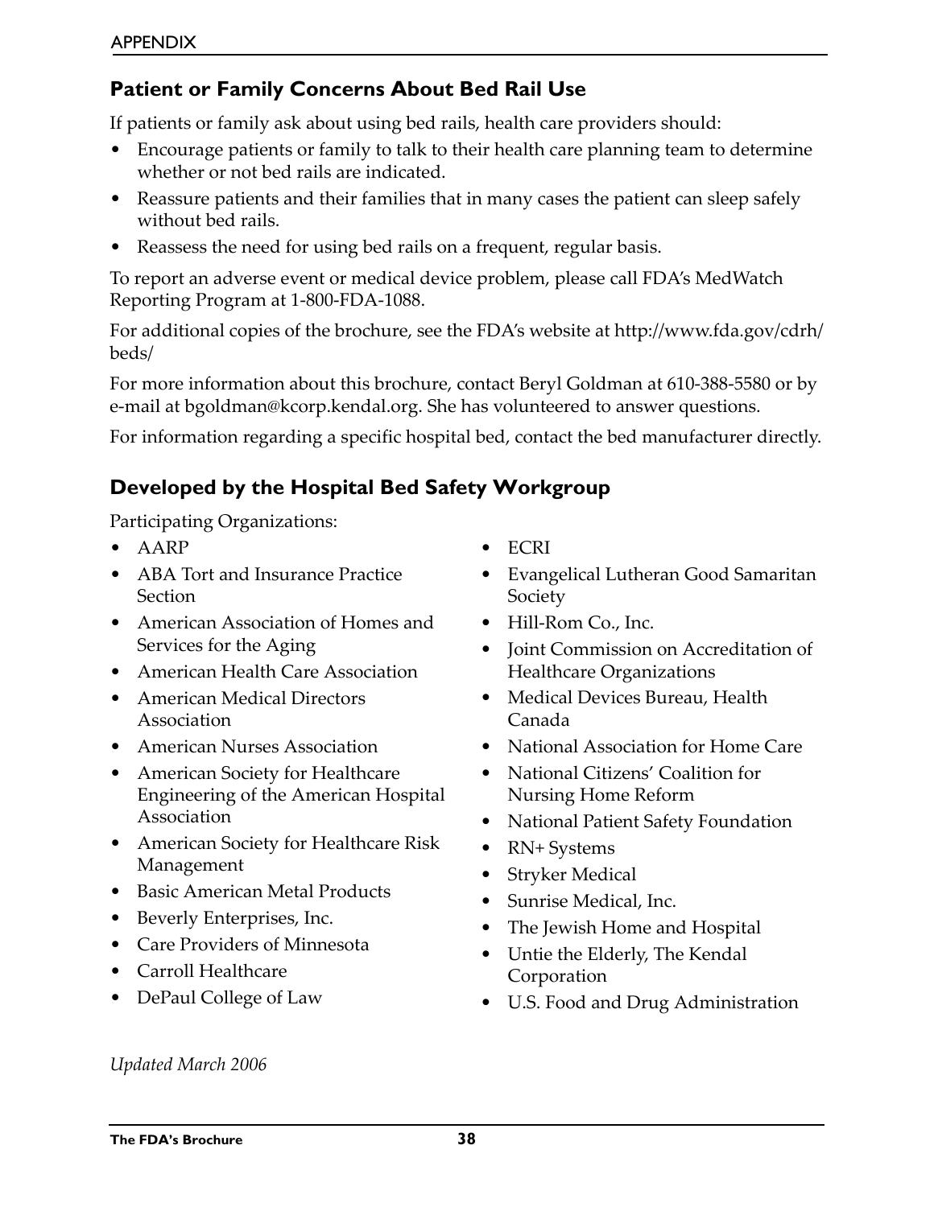## Patient or Family Concerns About Bed Rail Use

If patients or family ask about using bed rails, health care providers should:

- Encourage patients or family to talk to their health care planning team to determine whether or not bed rails are indicated.
- Reassure patients and their families that in many cases the patient can sleep safely without bed rails.
- Reassess the need for using bed rails on a frequent, regular basis.

To report an adverse event or medical device problem, please call FDA's MedWatch Reporting Program at 1-800-FDA-1088.

For additional copies of the brochure, see the FDA's website at http://www.fda.gov/cdrh/beds/

For more information about this brochure, contact Beryl Goldman at 610-388-5580 or by e-mail at bgoldman@kcorp.kendal.org. She has volunteered to answer questions.

For information regarding a specific hospital bed, contact the bed manufacturer directly.

## Developed by the Hospital Bed Safety Workgroup

Participating Organizations:

- AARP
- ABA Tort and Insurance Practice Section
- American Association of Homes and Services for the Aging
- American Health Care Association
- American Medical Directors Association
- American Nurses Association
- American Society for Healthcare Engineering of the American Hospital Association
- American Society for Healthcare Risk Management
- Basic American Metal Products
- Beverly Enterprises, Inc.
- Care Providers of Minnesota
- Carroll Healthcare
- DePaul College of Law
- ECRI
- Evangelical Lutheran Good Samaritan Society
- Hill-Rom Co., Inc.
- Joint Commission on Accreditation of Healthcare Organizations
- Medical Devices Bureau, Health Canada
- National Association for Home Care
- National Citizens' Coalition for Nursing Home Reform
- National Patient Safety Foundation
- RN+ Systems
- Stryker Medical
- Sunrise Medical, Inc.
- The Jewish Home and Hospital
- Untie the Elderly, The Kendal Corporation
- U.S. Food and Drug Administration

*Updated March 2006*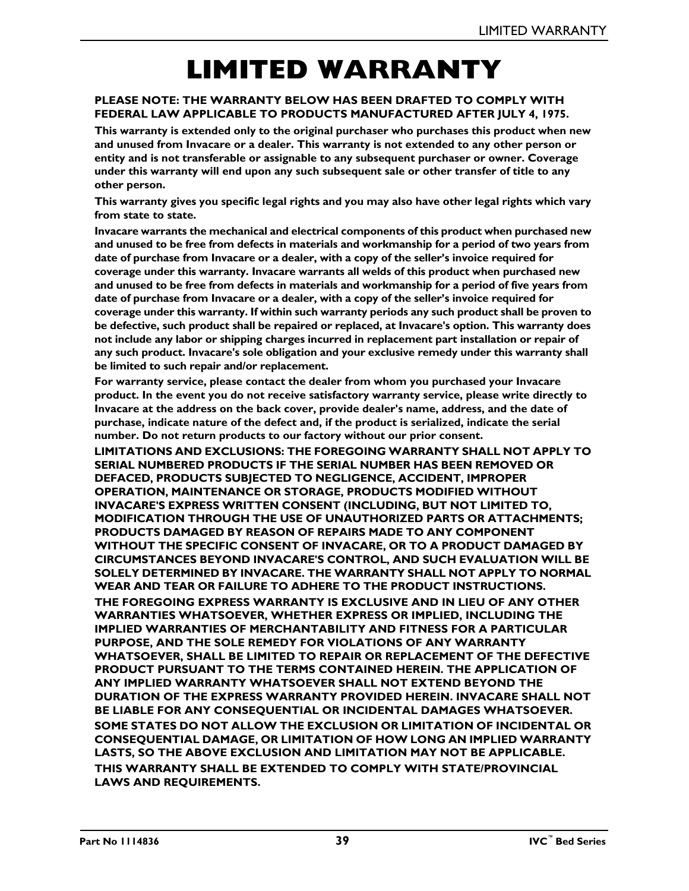# LIMITED WARRANTY

**PLEASE NOTE: THE WARRANTY BELOW HAS BEEN DRAFTED TO COMPLY WITH FEDERAL LAW APPLICABLE TO PRODUCTS MANUFACTURED AFTER JULY 4, 1975.**

**This warranty is extended only to the original purchaser who purchases this product when new and unused from Invacare or a dealer. This warranty is not extended to any other person or entity and is not transferable or assignable to any subsequent purchaser or owner. Coverage under this warranty will end upon any such subsequent sale or other transfer of title to any other person.**

**This warranty gives you specific legal rights and you may also have other legal rights which vary from state to state.**

**Invacare warrants the mechanical and electrical components of this product when purchased new and unused to be free from defects in materials and workmanship for a period of two years from date of purchase from Invacare or a dealer, with a copy of the seller's invoice required for coverage under this warranty. Invacare warrants all welds of this product when purchased new and unused to be free from defects in materials and workmanship for a period of five years from date of purchase from Invacare or a dealer, with a copy of the seller's invoice required for coverage under this warranty. If within such warranty periods any such product shall be proven to be defective, such product shall be repaired or replaced, at Invacare's option. This warranty does not include any labor or shipping charges incurred in replacement part installation or repair of any such product. Invacare's sole obligation and your exclusive remedy under this warranty shall be limited to such repair and/or replacement.**

**For warranty service, please contact the dealer from whom you purchased your Invacare product. In the event you do not receive satisfactory warranty service, please write directly to Invacare at the address on the back cover, provide dealer's name, address, and the date of purchase, indicate nature of the defect and, if the product is serialized, indicate the serial number. Do not return products to our factory without our prior consent.**

**LIMITATIONS AND EXCLUSIONS: THE FOREGOING WARRANTY SHALL NOT APPLY TO SERIAL NUMBERED PRODUCTS IF THE SERIAL NUMBER HAS BEEN REMOVED OR DEFACED, PRODUCTS SUBJECTED TO NEGLIGENCE, ACCIDENT, IMPROPER OPERATION, MAINTENANCE OR STORAGE, PRODUCTS MODIFIED WITHOUT INVACARE'S EXPRESS WRITTEN CONSENT (INCLUDING, BUT NOT LIMITED TO, MODIFICATION THROUGH THE USE OF UNAUTHORIZED PARTS OR ATTACHMENTS; PRODUCTS DAMAGED BY REASON OF REPAIRS MADE TO ANY COMPONENT WITHOUT THE SPECIFIC CONSENT OF INVACARE, OR TO A PRODUCT DAMAGED BY CIRCUMSTANCES BEYOND INVACARE'S CONTROL, AND SUCH EVALUATION WILL BE SOLELY DETERMINED BY INVACARE. THE WARRANTY SHALL NOT APPLY TO NORMAL WEAR AND TEAR OR FAILURE TO ADHERE TO THE PRODUCT INSTRUCTIONS.**

**THE FOREGOING EXPRESS WARRANTY IS EXCLUSIVE AND IN LIEU OF ANY OTHER WARRANTIES WHATSOEVER, WHETHER EXPRESS OR IMPLIED, INCLUDING THE IMPLIED WARRANTIES OF MERCHANTABILITY AND FITNESS FOR A PARTICULAR PURPOSE, AND THE SOLE REMEDY FOR VIOLATIONS OF ANY WARRANTY WHATSOEVER, SHALL BE LIMITED TO REPAIR OR REPLACEMENT OF THE DEFECTIVE PRODUCT PURSUANT TO THE TERMS CONTAINED HEREIN. THE APPLICATION OF ANY IMPLIED WARRANTY WHATSOEVER SHALL NOT EXTEND BEYOND THE DURATION OF THE EXPRESS WARRANTY PROVIDED HEREIN. INVACARE SHALL NOT BE LIABLE FOR ANY CONSEQUENTIAL OR INCIDENTAL DAMAGES WHATSOEVER.**

**SOME STATES DO NOT ALLOW THE EXCLUSION OR LIMITATION OF INCIDENTAL OR CONSEQUENTIAL DAMAGE, OR LIMITATION OF HOW LONG AN IMPLIED WARRANTY LASTS, SO THE ABOVE EXCLUSION AND LIMITATION MAY NOT BE APPLICABLE.**

**THIS WARRANTY SHALL BE EXTENDED TO COMPLY WITH STATE/PROVINCIAL LAWS AND REQUIREMENTS.**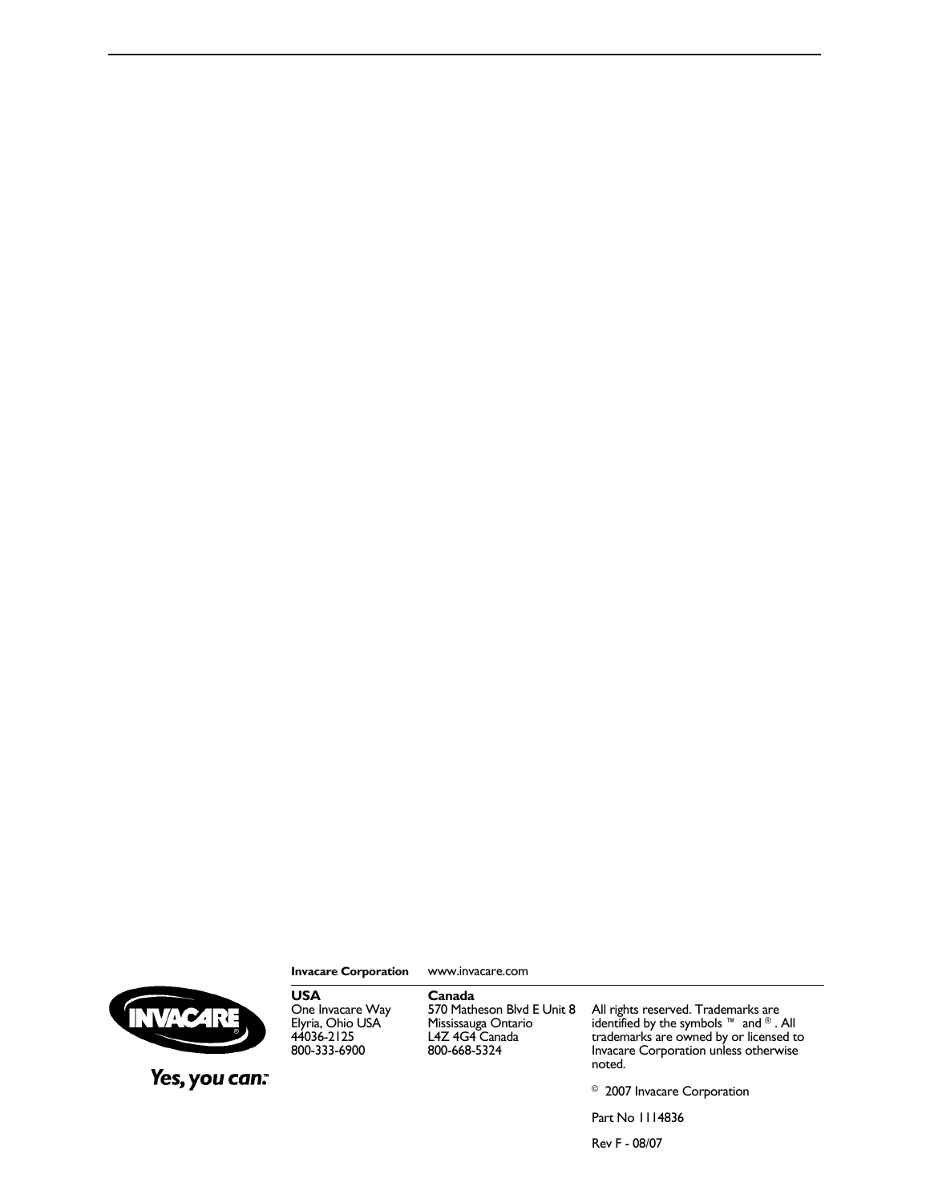Yes, you can.™

**Invacare Corporation** www.invacare.com

**USA**
One Invacare Way
Elyria, Ohio USA
44036-2125
800-333-6900

**Canada**
570 Matheson Blvd E Unit 8
Mississauga Ontario
L4Z 4G4 Canada
800-668-5324

All rights reserved. Trademarks are identified by the symbols ™ and ®. All trademarks are owned by or licensed to Invacare Corporation unless otherwise noted.

© 2007 Invacare Corporation

Part No 1114836

Rev F - 08/07